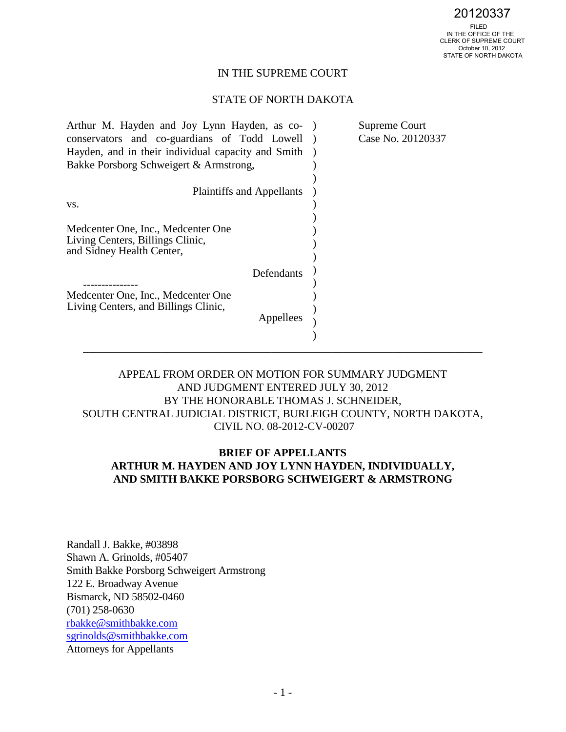20120337

FILED
IN THE OFFICE OF THE
CLERK OF SUPREME COURT
October 10, 2012
STATE OF NORTH DAKOTA

IN THE SUPREME COURT

STATE OF NORTH DAKOTA

Arthur M. Hayden and Joy Lynn Hayden, as co-conservators and co-guardians of Todd Lowell Hayden, and in their individual capacity and Smith Bakke Porsborg Schweigert & Armstrong,

Plaintiffs and Appellants

vs.

Medcenter One, Inc., Medcenter One Living Centers, Billings Clinic, and Sidney Health Center,

Defendants

---------------

Medcenter One, Inc., Medcenter One Living Centers, and Billings Clinic,

Appellees

Supreme Court Case No. 20120337

---

APPEAL FROM ORDER ON MOTION FOR SUMMARY JUDGMENT AND JUDGMENT ENTERED JULY 30, 2012 BY THE HONORABLE THOMAS J. SCHNEIDER, SOUTH CENTRAL JUDICIAL DISTRICT, BURLEIGH COUNTY, NORTH DAKOTA, CIVIL NO. 08-2012-CV-00207

**BRIEF OF APPELLANTS**
**ARTHUR M. HAYDEN AND JOY LYNN HAYDEN, INDIVIDUALLY, AND SMITH BAKKE PORSBORG SCHWEIGERT & ARMSTRONG**

Randall J. Bakke, #03898
Shawn A. Grinolds, #05407
Smith Bakke Porsborg Schweigert Armstrong
122 E. Broadway Avenue
Bismarck, ND 58502-0460
(701) 258-0630
rbakke@smithbakke.com
sgrinolds@smithbakke.com
Attorneys for Appellants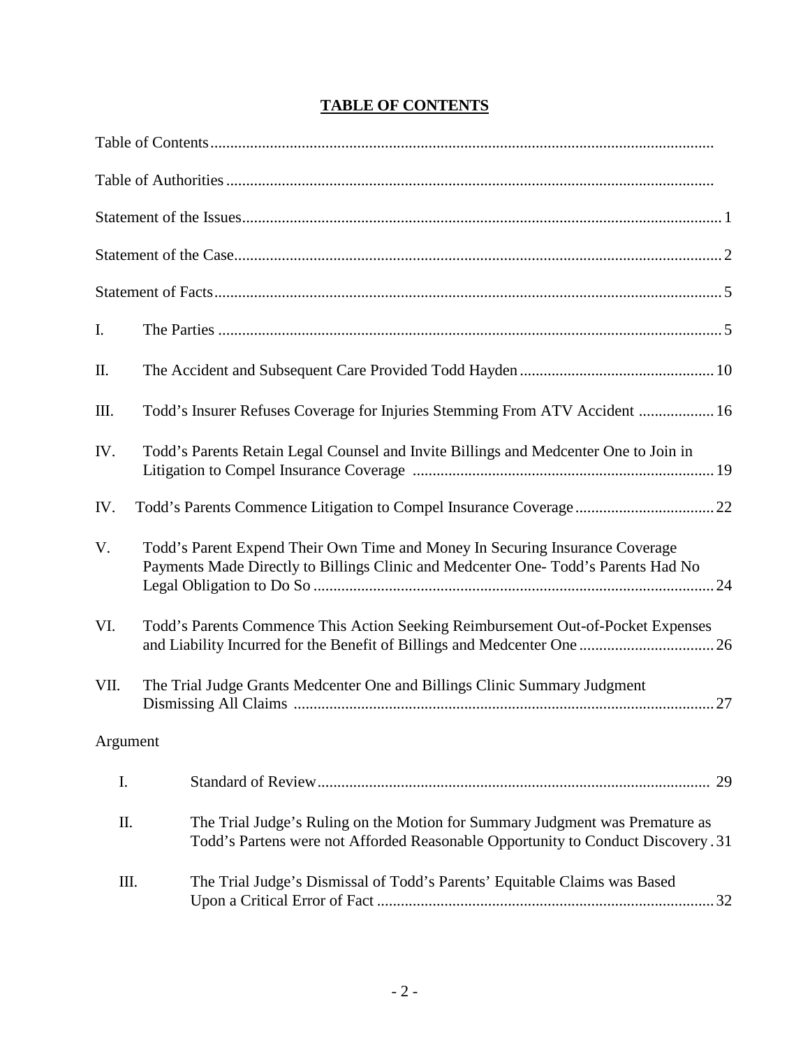# TABLE OF CONTENTS

Table of Contents

Table of Authorities

Statement of the Issues ... 1

Statement of the Case ... 2

Statement of Facts ... 5

I. The Parties ... 5

II. The Accident and Subsequent Care Provided Todd Hayden ... 10

III. Todd's Insurer Refuses Coverage for Injuries Stemming From ATV Accident ... 16

IV. Todd's Parents Retain Legal Counsel and Invite Billings and Medcenter One to Join in Litigation to Compel Insurance Coverage ... 19

IV. Todd's Parents Commence Litigation to Compel Insurance Coverage ... 22

V. Todd's Parent Expend Their Own Time and Money In Securing Insurance Coverage Payments Made Directly to Billings Clinic and Medcenter One- Todd's Parents Had No Legal Obligation to Do So ... 24

VI. Todd's Parents Commence This Action Seeking Reimbursement Out-of-Pocket Expenses and Liability Incurred for the Benefit of Billings and Medcenter One ... 26

VII. The Trial Judge Grants Medcenter One and Billings Clinic Summary Judgment Dismissing All Claims ... 27

Argument

I. Standard of Review ... 29

II. The Trial Judge's Ruling on the Motion for Summary Judgment was Premature as Todd's Partens were not Afforded Reasonable Opportunity to Conduct Discovery ... 31

III. The Trial Judge's Dismissal of Todd's Parents' Equitable Claims was Based Upon a Critical Error of Fact ... 32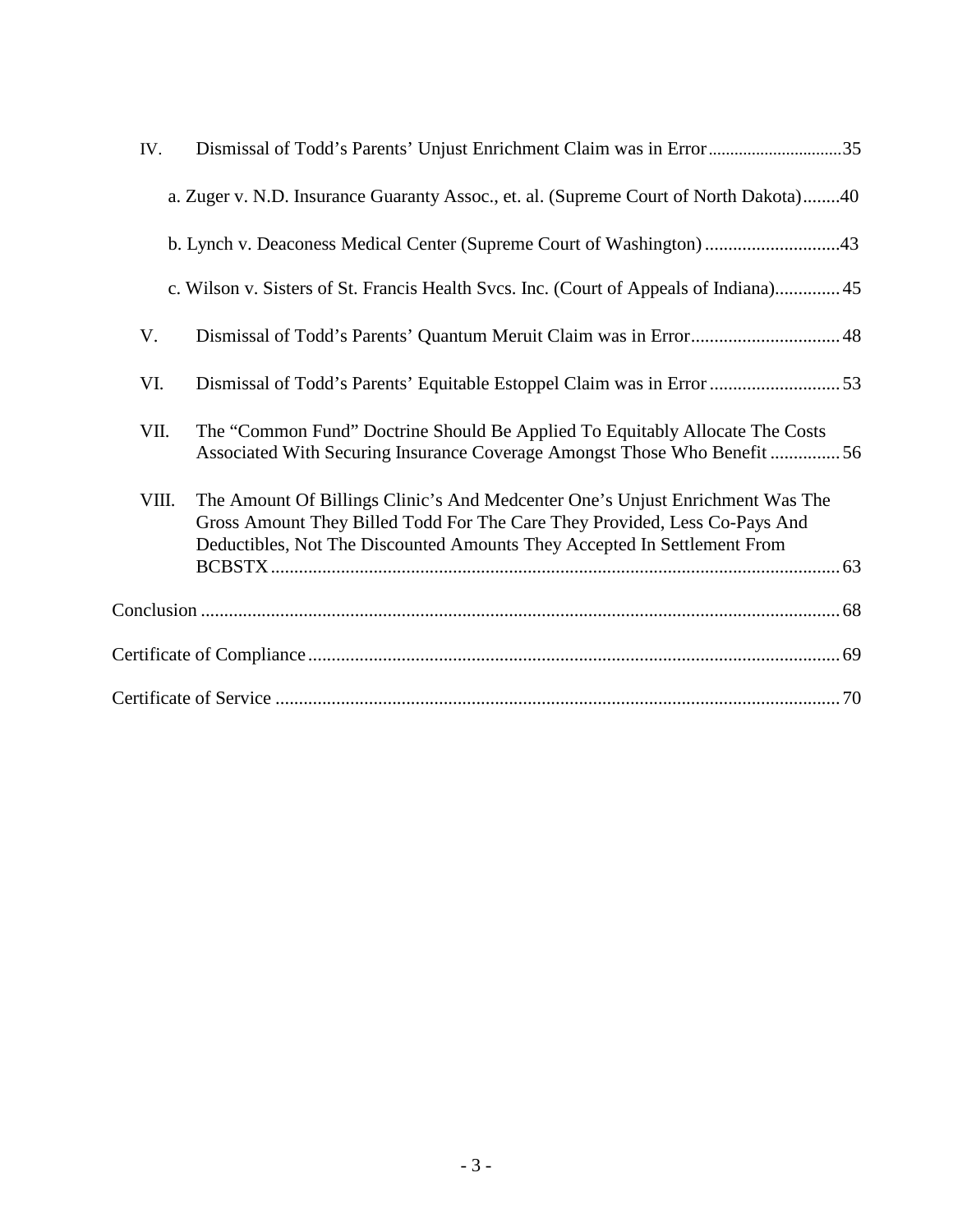IV. Dismissal of Todd's Parents' Unjust Enrichment Claim was in Error .............................. 35

a. Zuger v. N.D. Insurance Guaranty Assoc., et. al. (Supreme Court of North Dakota) ........ 40

b. Lynch v. Deaconess Medical Center (Supreme Court of Washington) ............................ 43

c. Wilson v. Sisters of St. Francis Health Svcs. Inc. (Court of Appeals of Indiana) .............. 45

V. Dismissal of Todd's Parents' Quantum Meruit Claim was in Error ................................ 48

VI. Dismissal of Todd's Parents' Equitable Estoppel Claim was in Error ............................ 53

VII. The "Common Fund" Doctrine Should Be Applied To Equitably Allocate The Costs Associated With Securing Insurance Coverage Amongst Those Who Benefit ............... 56

VIII. The Amount Of Billings Clinic's And Medcenter One's Unjust Enrichment Was The Gross Amount They Billed Todd For The Care They Provided, Less Co-Pays And Deductibles, Not The Discounted Amounts They Accepted In Settlement From BCBSTX ............................................................................................................ 63

Conclusion ............................................................................................................................ 68

Certificate of Compliance ..................................................................................................... 69

Certificate of Service ............................................................................................................ 70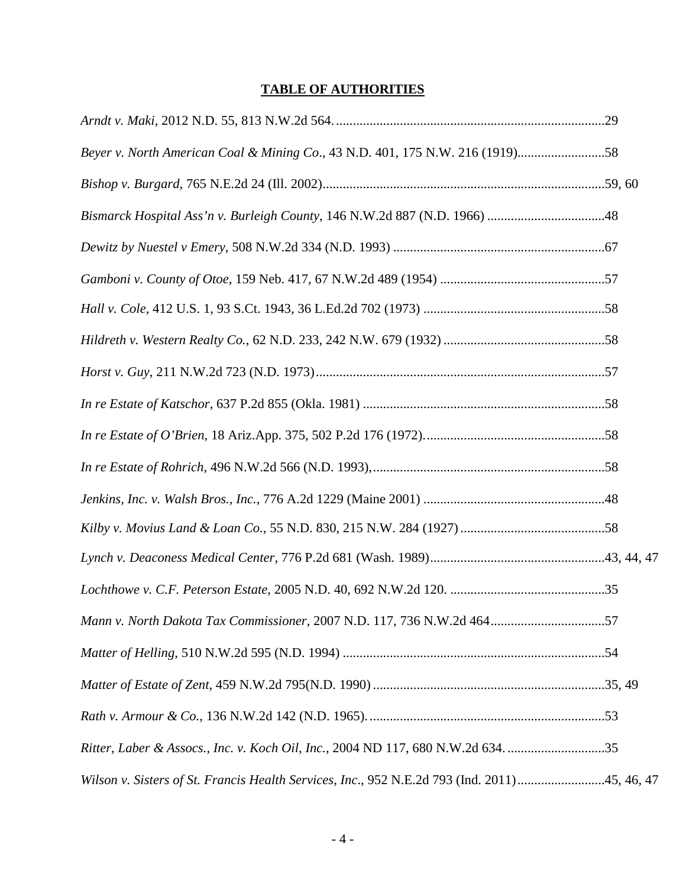## **TABLE OF AUTHORITIES**

*Arndt v. Maki*, 2012 N.D. 55, 813 N.W.2d 564. ....................................................................................29

*Beyer v. North American Coal & Mining Co*., 43 N.D. 401, 175 N.W. 216 (1919)..........................58

*Bishop v. Burgard*, 765 N.E.2d 24 (Ill. 2002)....................................................................................59, 60

*Bismarck Hospital Ass'n v. Burleigh County*, 146 N.W.2d 887 (N.D. 1966) ...................................48

*Dewitz by Nuestel v Emery*, 508 N.W.2d 334 (N.D. 1993) ...............................................................67

*Gamboni v. County of Otoe*, 159 Neb. 417, 67 N.W.2d 489 (1954) .................................................57

*Hall v. Cole*, 412 U.S. 1, 93 S.Ct. 1943, 36 L.Ed.2d 702 (1973) ......................................................58

*Hildreth v. Western Realty Co.*, 62 N.D. 233, 242 N.W. 679 (1932) ................................................58

*Horst v. Guy*, 211 N.W.2d 723 (N.D. 1973)......................................................................................57

*In re Estate of Katschor*, 637 P.2d 855 (Okla. 1981) ........................................................................58

*In re Estate of O'Brien*, 18 Ariz.App. 375, 502 P.2d 176 (1972)......................................................58

*In re Estate of Rohrich*, 496 N.W.2d 566 (N.D. 1993),.....................................................................58

*Jenkins, Inc. v. Walsh Bros., Inc.*, 776 A.2d 1229 (Maine 2001) ......................................................48

*Kilby v. Movius Land & Loan Co.*, 55 N.D. 830, 215 N.W. 284 (1927) ...........................................58

*Lynch v. Deaconess Medical Center*, 776 P.2d 681 (Wash. 1989)....................................................43, 44, 47

*Lochthowe v. C.F. Peterson Estate*, 2005 N.D. 40, 692 N.W.2d 120. ..............................................35

*Mann v. North Dakota Tax Commissioner*, 2007 N.D. 117, 736 N.W.2d 464..................................57

*Matter of Helling*, 510 N.W.2d 595 (N.D. 1994) ..............................................................................54

*Matter of Estate of Zent*, 459 N.W.2d 795(N.D. 1990) .....................................................................35, 49

*Rath v. Armour & Co.*, 136 N.W.2d 142 (N.D. 1965).......................................................................53

*Ritter, Laber & Assocs., Inc. v. Koch Oil, Inc.*, 2004 ND 117, 680 N.W.2d 634. .............................35

*Wilson v. Sisters of St. Francis Health Services, Inc*., 952 N.E.2d 793 (Ind. 2011)..........................45, 46, 47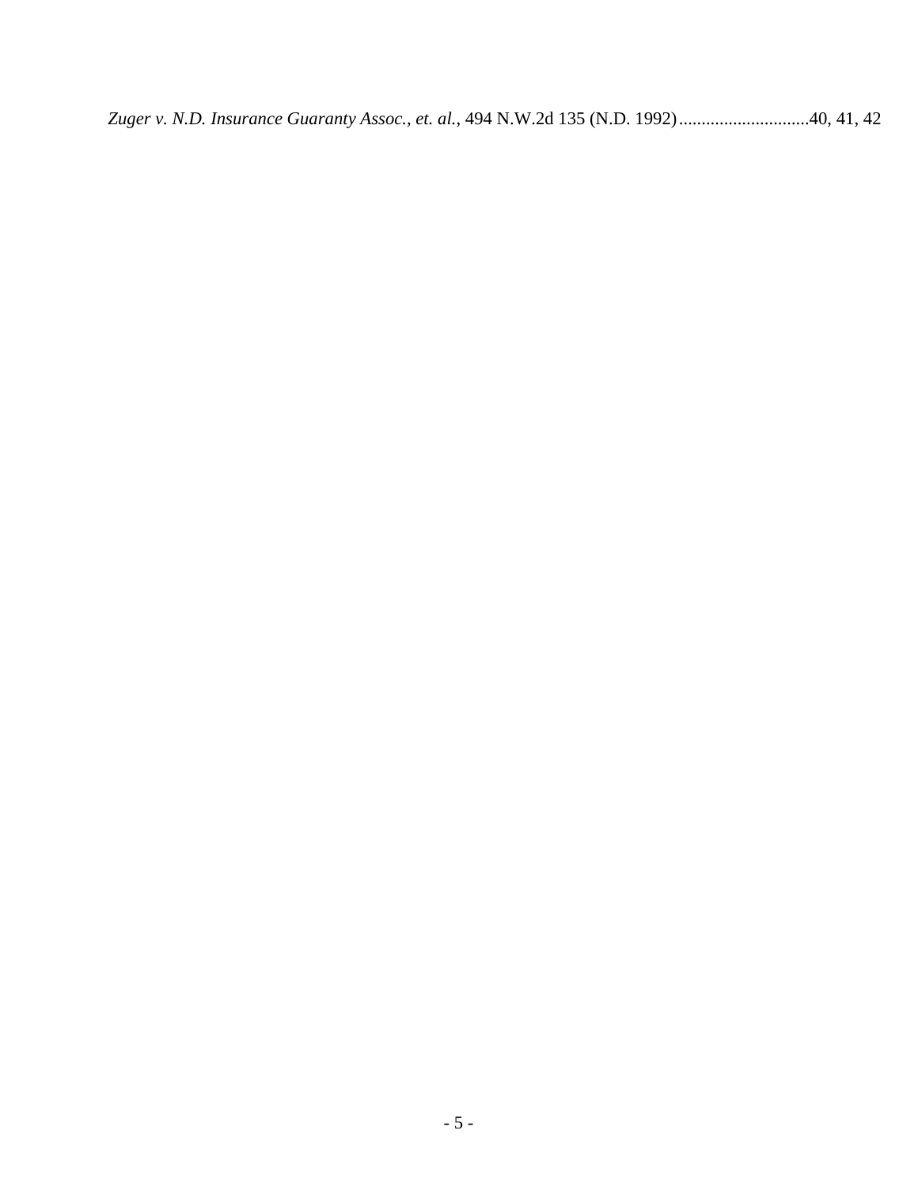*Zuger v. N.D. Insurance Guaranty Assoc., et. al.*, 494 N.W.2d 135 (N.D. 1992)............................40, 41, 42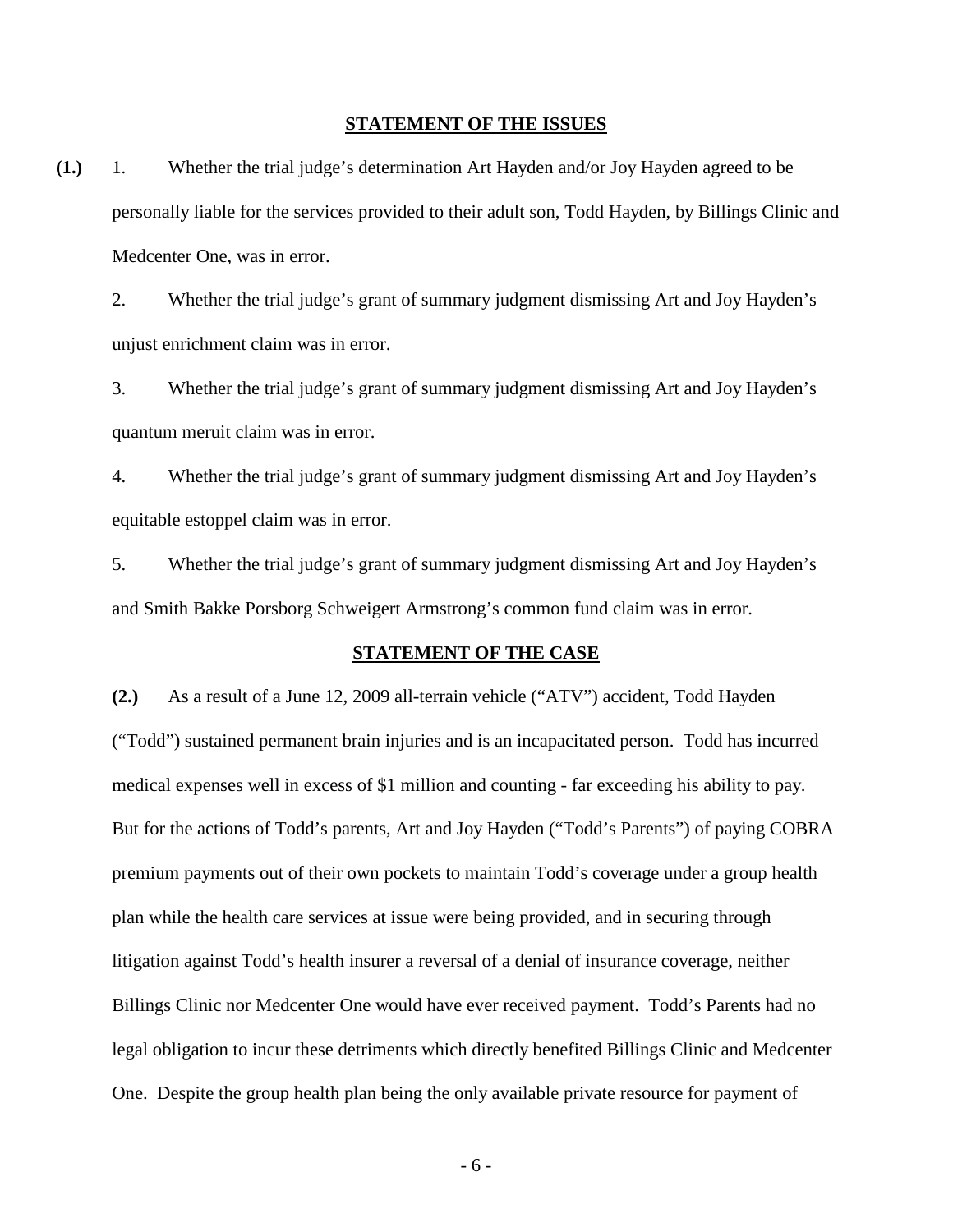## STATEMENT OF THE ISSUES

**(1.)** 1. Whether the trial judge's determination Art Hayden and/or Joy Hayden agreed to be personally liable for the services provided to their adult son, Todd Hayden, by Billings Clinic and Medcenter One, was in error.

2. Whether the trial judge's grant of summary judgment dismissing Art and Joy Hayden's unjust enrichment claim was in error.

3. Whether the trial judge's grant of summary judgment dismissing Art and Joy Hayden's quantum meruit claim was in error.

4. Whether the trial judge's grant of summary judgment dismissing Art and Joy Hayden's equitable estoppel claim was in error.

5. Whether the trial judge's grant of summary judgment dismissing Art and Joy Hayden's and Smith Bakke Porsborg Schweigert Armstrong's common fund claim was in error.

## STATEMENT OF THE CASE

**(2.)** As a result of a June 12, 2009 all-terrain vehicle ("ATV") accident, Todd Hayden ("Todd") sustained permanent brain injuries and is an incapacitated person. Todd has incurred medical expenses well in excess of $1 million and counting - far exceeding his ability to pay. But for the actions of Todd's parents, Art and Joy Hayden ("Todd's Parents") of paying COBRA premium payments out of their own pockets to maintain Todd's coverage under a group health plan while the health care services at issue were being provided, and in securing through litigation against Todd's health insurer a reversal of a denial of insurance coverage, neither Billings Clinic nor Medcenter One would have ever received payment. Todd's Parents had no legal obligation to incur these detriments which directly benefited Billings Clinic and Medcenter One. Despite the group health plan being the only available private resource for payment of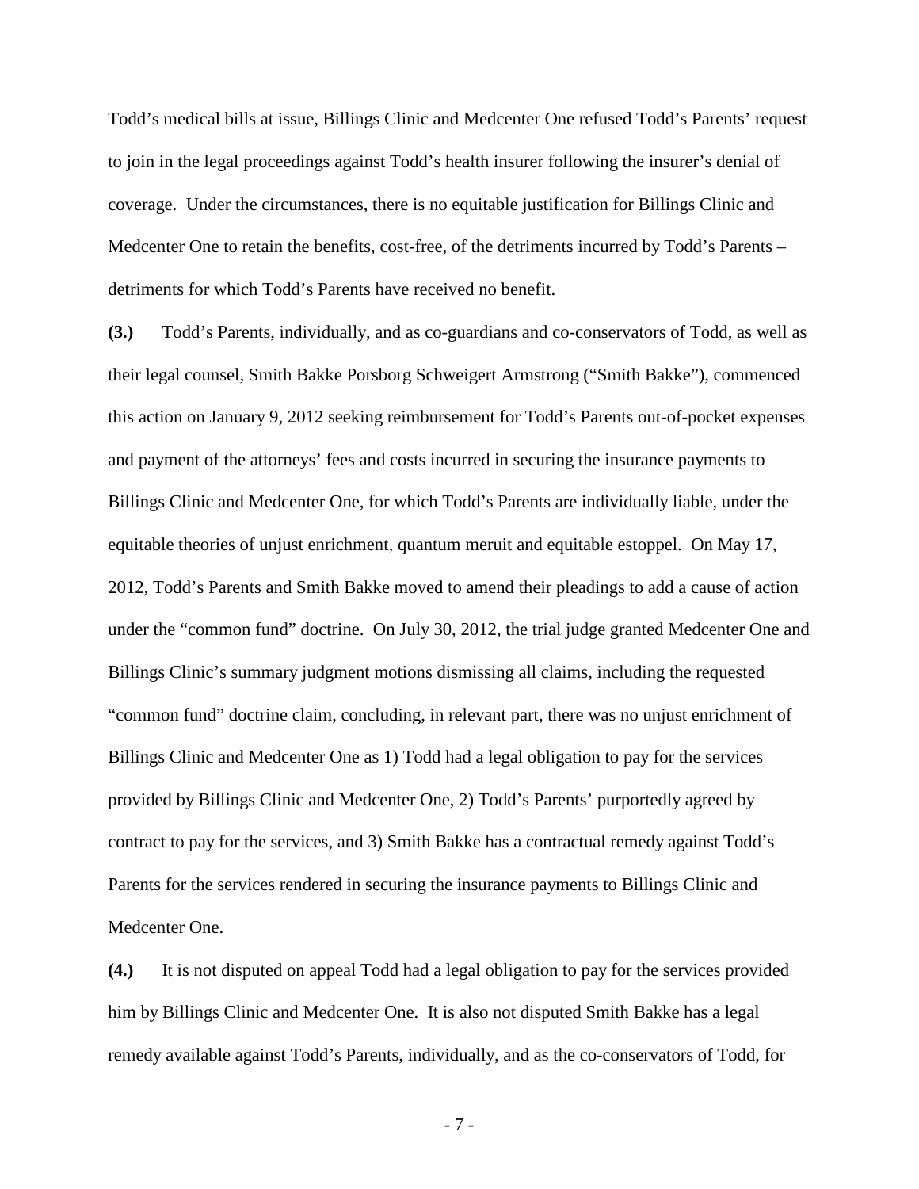Todd's medical bills at issue, Billings Clinic and Medcenter One refused Todd's Parents' request to join in the legal proceedings against Todd's health insurer following the insurer's denial of coverage. Under the circumstances, there is no equitable justification for Billings Clinic and Medcenter One to retain the benefits, cost-free, of the detriments incurred by Todd's Parents – detriments for which Todd's Parents have received no benefit.

**(3.)** Todd's Parents, individually, and as co-guardians and co-conservators of Todd, as well as their legal counsel, Smith Bakke Porsborg Schweigert Armstrong ("Smith Bakke"), commenced this action on January 9, 2012 seeking reimbursement for Todd's Parents out-of-pocket expenses and payment of the attorneys' fees and costs incurred in securing the insurance payments to Billings Clinic and Medcenter One, for which Todd's Parents are individually liable, under the equitable theories of unjust enrichment, quantum meruit and equitable estoppel. On May 17, 2012, Todd's Parents and Smith Bakke moved to amend their pleadings to add a cause of action under the "common fund" doctrine. On July 30, 2012, the trial judge granted Medcenter One and Billings Clinic's summary judgment motions dismissing all claims, including the requested "common fund" doctrine claim, concluding, in relevant part, there was no unjust enrichment of Billings Clinic and Medcenter One as 1) Todd had a legal obligation to pay for the services provided by Billings Clinic and Medcenter One, 2) Todd's Parents' purportedly agreed by contract to pay for the services, and 3) Smith Bakke has a contractual remedy against Todd's Parents for the services rendered in securing the insurance payments to Billings Clinic and Medcenter One.

**(4.)** It is not disputed on appeal Todd had a legal obligation to pay for the services provided him by Billings Clinic and Medcenter One. It is also not disputed Smith Bakke has a legal remedy available against Todd's Parents, individually, and as the co-conservators of Todd, for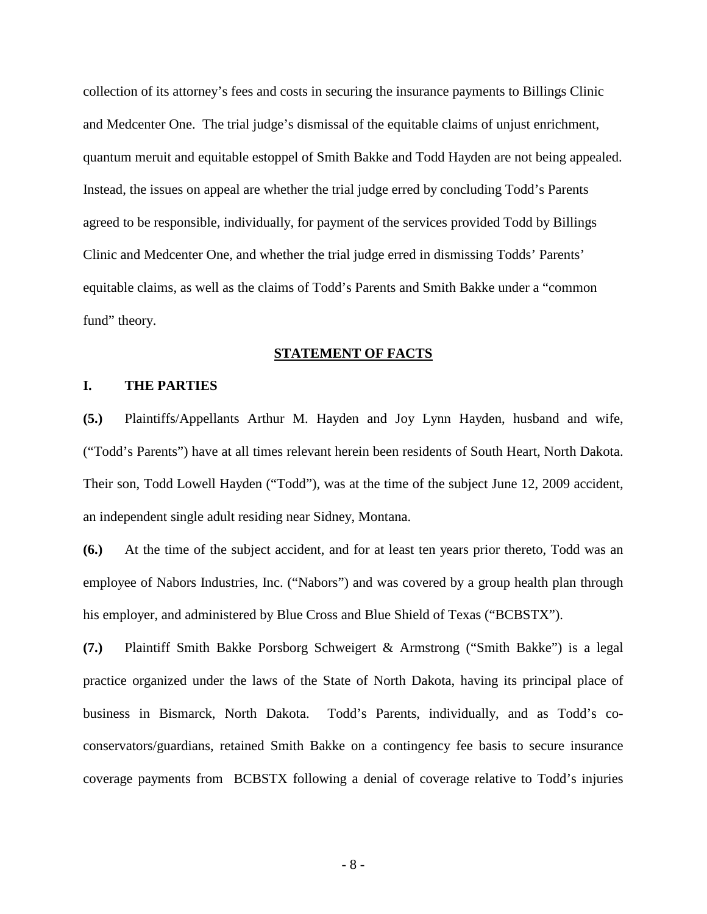collection of its attorney's fees and costs in securing the insurance payments to Billings Clinic and Medcenter One. The trial judge's dismissal of the equitable claims of unjust enrichment, quantum meruit and equitable estoppel of Smith Bakke and Todd Hayden are not being appealed. Instead, the issues on appeal are whether the trial judge erred by concluding Todd's Parents agreed to be responsible, individually, for payment of the services provided Todd by Billings Clinic and Medcenter One, and whether the trial judge erred in dismissing Todds' Parents' equitable claims, as well as the claims of Todd's Parents and Smith Bakke under a "common fund" theory.

## STATEMENT OF FACTS

### I. THE PARTIES

**(5.)** Plaintiffs/Appellants Arthur M. Hayden and Joy Lynn Hayden, husband and wife, ("Todd's Parents") have at all times relevant herein been residents of South Heart, North Dakota. Their son, Todd Lowell Hayden ("Todd"), was at the time of the subject June 12, 2009 accident, an independent single adult residing near Sidney, Montana.

**(6.)** At the time of the subject accident, and for at least ten years prior thereto, Todd was an employee of Nabors Industries, Inc. ("Nabors") and was covered by a group health plan through his employer, and administered by Blue Cross and Blue Shield of Texas ("BCBSTX").

**(7.)** Plaintiff Smith Bakke Porsborg Schweigert & Armstrong ("Smith Bakke") is a legal practice organized under the laws of the State of North Dakota, having its principal place of business in Bismarck, North Dakota. Todd's Parents, individually, and as Todd's co-conservators/guardians, retained Smith Bakke on a contingency fee basis to secure insurance coverage payments from BCBSTX following a denial of coverage relative to Todd's injuries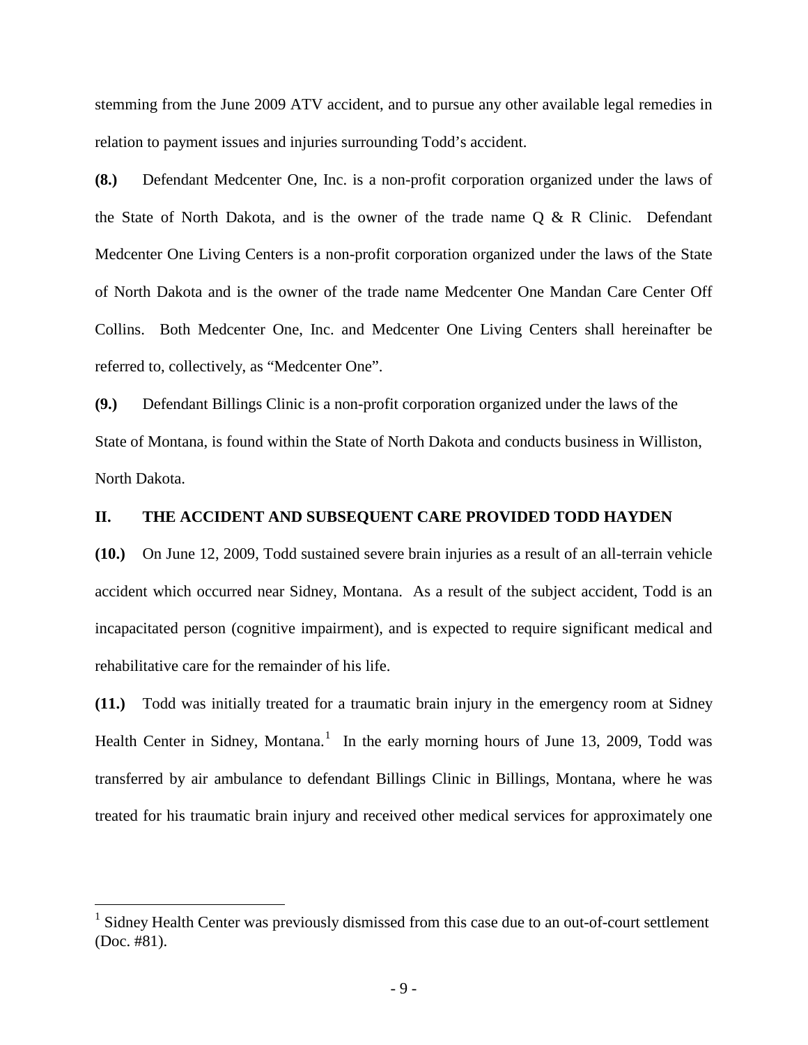stemming from the June 2009 ATV accident, and to pursue any other available legal remedies in relation to payment issues and injuries surrounding Todd's accident.

**(8.)** Defendant Medcenter One, Inc. is a non-profit corporation organized under the laws of the State of North Dakota, and is the owner of the trade name Q & R Clinic. Defendant Medcenter One Living Centers is a non-profit corporation organized under the laws of the State of North Dakota and is the owner of the trade name Medcenter One Mandan Care Center Off Collins. Both Medcenter One, Inc. and Medcenter One Living Centers shall hereinafter be referred to, collectively, as "Medcenter One".

**(9.)** Defendant Billings Clinic is a non-profit corporation organized under the laws of the State of Montana, is found within the State of North Dakota and conducts business in Williston, North Dakota.

## II. THE ACCIDENT AND SUBSEQUENT CARE PROVIDED TODD HAYDEN

**(10.)** On June 12, 2009, Todd sustained severe brain injuries as a result of an all-terrain vehicle accident which occurred near Sidney, Montana. As a result of the subject accident, Todd is an incapacitated person (cognitive impairment), and is expected to require significant medical and rehabilitative care for the remainder of his life.

**(11.)** Todd was initially treated for a traumatic brain injury in the emergency room at Sidney Health Center in Sidney, Montana.[1] In the early morning hours of June 13, 2009, Todd was transferred by air ambulance to defendant Billings Clinic in Billings, Montana, where he was treated for his traumatic brain injury and received other medical services for approximately one

---

[1] Sidney Health Center was previously dismissed from this case due to an out-of-court settlement (Doc. #81).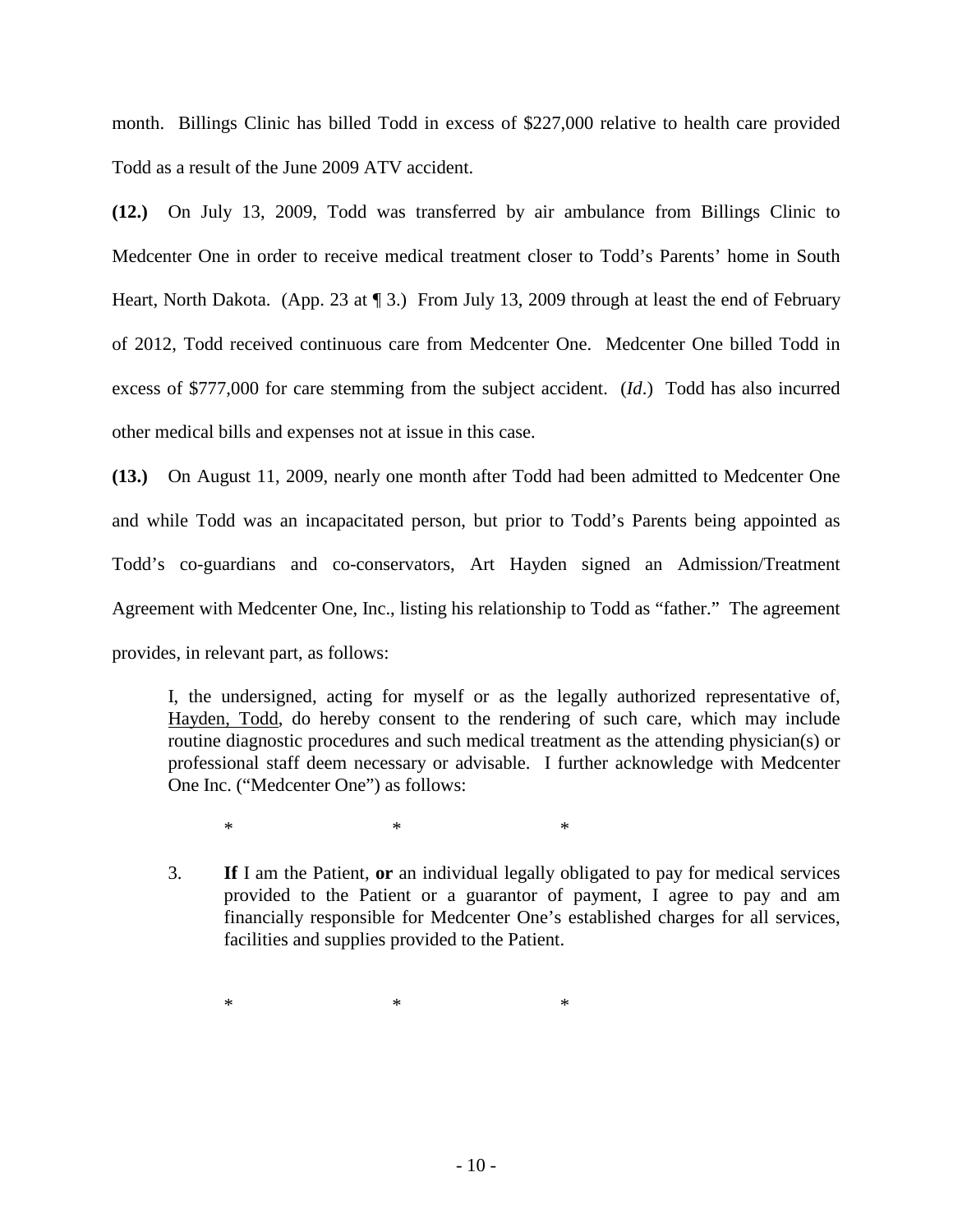month. Billings Clinic has billed Todd in excess of $227,000 relative to health care provided Todd as a result of the June 2009 ATV accident.

**(12.)** On July 13, 2009, Todd was transferred by air ambulance from Billings Clinic to Medcenter One in order to receive medical treatment closer to Todd's Parents' home in South Heart, North Dakota. (App. 23 at ¶ 3.) From July 13, 2009 through at least the end of February of 2012, Todd received continuous care from Medcenter One. Medcenter One billed Todd in excess of $777,000 for care stemming from the subject accident. (*Id*.) Todd has also incurred other medical bills and expenses not at issue in this case.

**(13.)** On August 11, 2009, nearly one month after Todd had been admitted to Medcenter One and while Todd was an incapacitated person, but prior to Todd's Parents being appointed as Todd's co-guardians and co-conservators, Art Hayden signed an Admission/Treatment Agreement with Medcenter One, Inc., listing his relationship to Todd as "father." The agreement provides, in relevant part, as follows:

> I, the undersigned, acting for myself or as the legally authorized representative of, <u>Hayden, Todd</u>, do hereby consent to the rendering of such care, which may include routine diagnostic procedures and such medical treatment as the attending physician(s) or professional staff deem necessary or advisable. I further acknowledge with Medcenter One Inc. ("Medcenter One") as follows:
>
> \*                    \*                    \*
>
> 3. **If** I am the Patient, **or** an individual legally obligated to pay for medical services provided to the Patient or a guarantor of payment, I agree to pay and am financially responsible for Medcenter One's established charges for all services, facilities and supplies provided to the Patient.
>
> \*                    \*                    \*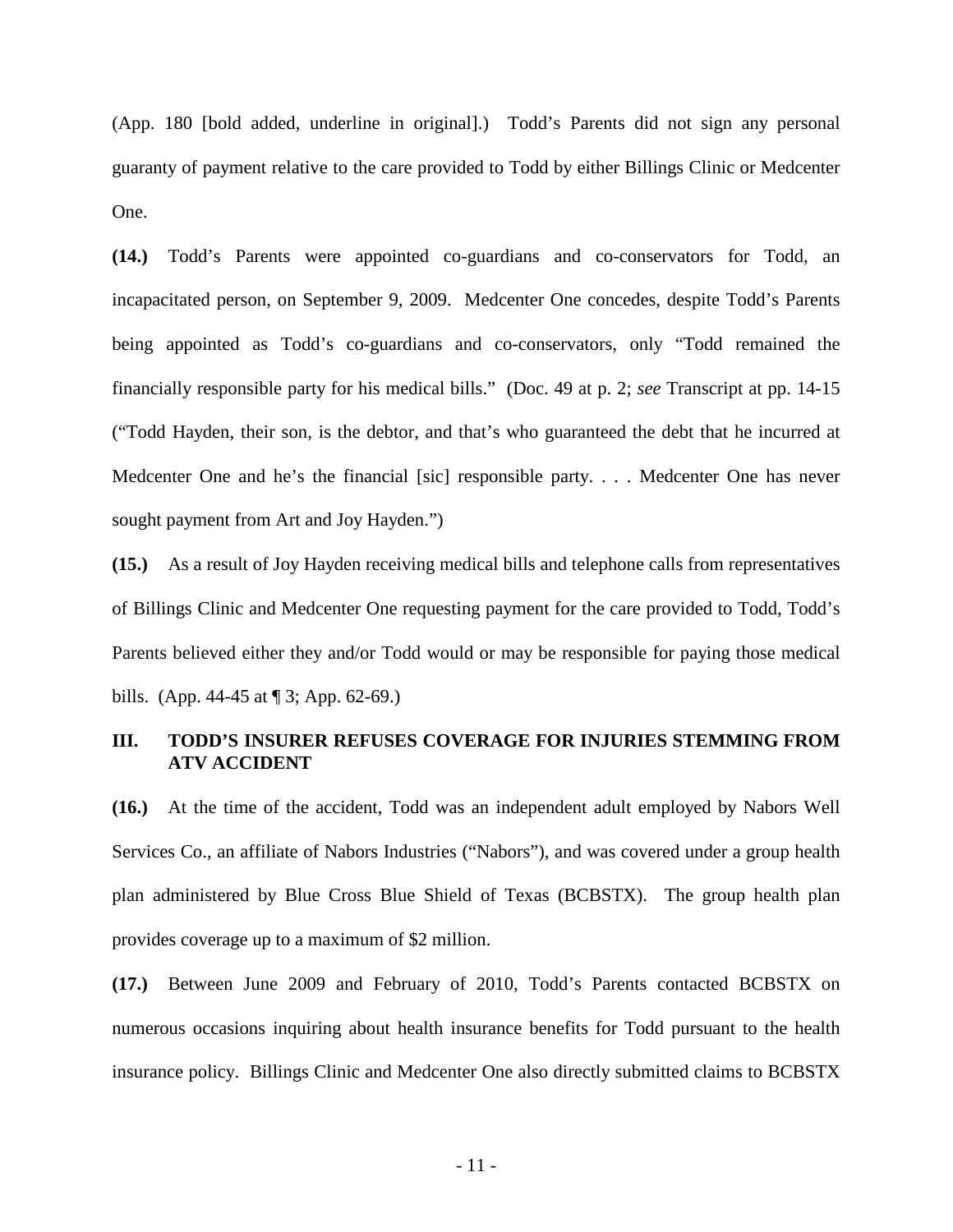(App. 180 [bold added, underline in original].) Todd's Parents did not sign any personal guaranty of payment relative to the care provided to Todd by either Billings Clinic or Medcenter One.

**(14.)** Todd's Parents were appointed co-guardians and co-conservators for Todd, an incapacitated person, on September 9, 2009. Medcenter One concedes, despite Todd's Parents being appointed as Todd's co-guardians and co-conservators, only "Todd remained the financially responsible party for his medical bills." (Doc. 49 at p. 2; *see* Transcript at pp. 14-15 ("Todd Hayden, their son, is the debtor, and that's who guaranteed the debt that he incurred at Medcenter One and he's the financial [sic] responsible party. . . . Medcenter One has never sought payment from Art and Joy Hayden.")

**(15.)** As a result of Joy Hayden receiving medical bills and telephone calls from representatives of Billings Clinic and Medcenter One requesting payment for the care provided to Todd, Todd's Parents believed either they and/or Todd would or may be responsible for paying those medical bills. (App. 44-45 at ¶ 3; App. 62-69.)

## III. TODD'S INSURER REFUSES COVERAGE FOR INJURIES STEMMING FROM ATV ACCIDENT

**(16.)** At the time of the accident, Todd was an independent adult employed by Nabors Well Services Co., an affiliate of Nabors Industries ("Nabors"), and was covered under a group health plan administered by Blue Cross Blue Shield of Texas (BCBSTX). The group health plan provides coverage up to a maximum of $2 million.

**(17.)** Between June 2009 and February of 2010, Todd's Parents contacted BCBSTX on numerous occasions inquiring about health insurance benefits for Todd pursuant to the health insurance policy. Billings Clinic and Medcenter One also directly submitted claims to BCBSTX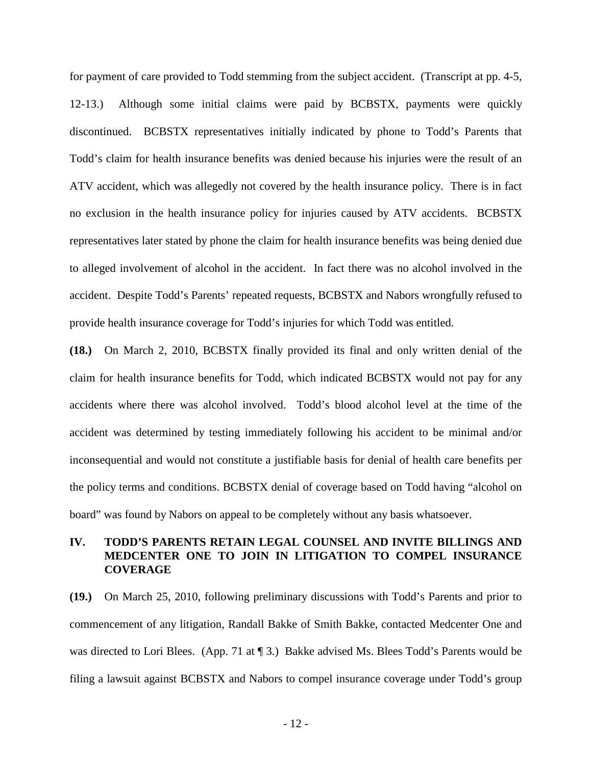for payment of care provided to Todd stemming from the subject accident. (Transcript at pp. 4-5, 12-13.) Although some initial claims were paid by BCBSTX, payments were quickly discontinued. BCBSTX representatives initially indicated by phone to Todd's Parents that Todd's claim for health insurance benefits was denied because his injuries were the result of an ATV accident, which was allegedly not covered by the health insurance policy. There is in fact no exclusion in the health insurance policy for injuries caused by ATV accidents. BCBSTX representatives later stated by phone the claim for health insurance benefits was being denied due to alleged involvement of alcohol in the accident. In fact there was no alcohol involved in the accident. Despite Todd's Parents' repeated requests, BCBSTX and Nabors wrongfully refused to provide health insurance coverage for Todd's injuries for which Todd was entitled.

**(18.)** On March 2, 2010, BCBSTX finally provided its final and only written denial of the claim for health insurance benefits for Todd, which indicated BCBSTX would not pay for any accidents where there was alcohol involved. Todd's blood alcohol level at the time of the accident was determined by testing immediately following his accident to be minimal and/or inconsequential and would not constitute a justifiable basis for denial of health care benefits per the policy terms and conditions. BCBSTX denial of coverage based on Todd having "alcohol on board" was found by Nabors on appeal to be completely without any basis whatsoever.

## IV. TODD'S PARENTS RETAIN LEGAL COUNSEL AND INVITE BILLINGS AND MEDCENTER ONE TO JOIN IN LITIGATION TO COMPEL INSURANCE COVERAGE

**(19.)** On March 25, 2010, following preliminary discussions with Todd's Parents and prior to commencement of any litigation, Randall Bakke of Smith Bakke, contacted Medcenter One and was directed to Lori Blees. (App. 71 at ¶ 3.) Bakke advised Ms. Blees Todd's Parents would be filing a lawsuit against BCBSTX and Nabors to compel insurance coverage under Todd's group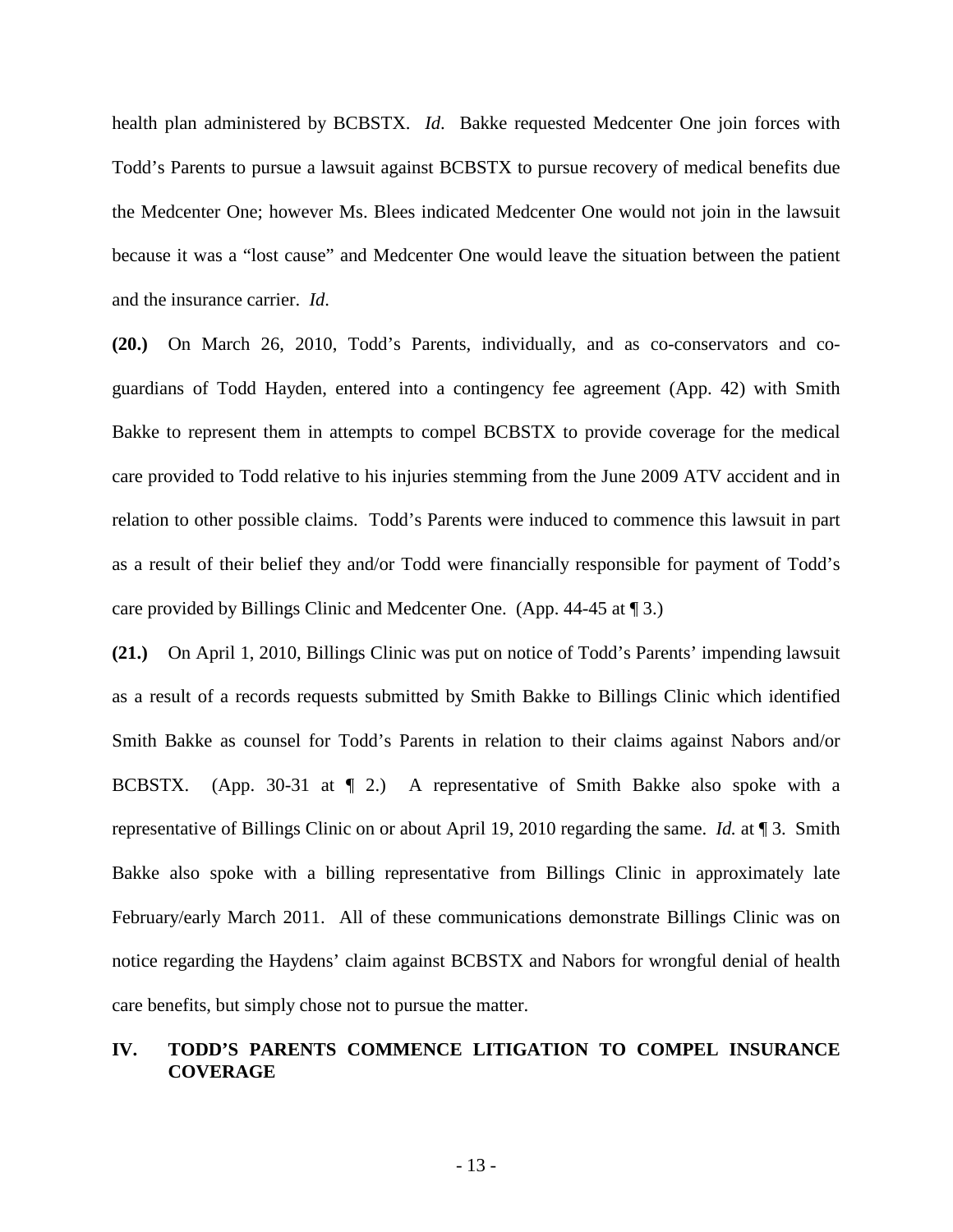health plan administered by BCBSTX. *Id*. Bakke requested Medcenter One join forces with Todd's Parents to pursue a lawsuit against BCBSTX to pursue recovery of medical benefits due the Medcenter One; however Ms. Blees indicated Medcenter One would not join in the lawsuit because it was a "lost cause" and Medcenter One would leave the situation between the patient and the insurance carrier. *Id*.

**(20.)** On March 26, 2010, Todd's Parents, individually, and as co-conservators and co-guardians of Todd Hayden, entered into a contingency fee agreement (App. 42) with Smith Bakke to represent them in attempts to compel BCBSTX to provide coverage for the medical care provided to Todd relative to his injuries stemming from the June 2009 ATV accident and in relation to other possible claims. Todd's Parents were induced to commence this lawsuit in part as a result of their belief they and/or Todd were financially responsible for payment of Todd's care provided by Billings Clinic and Medcenter One. (App. 44-45 at ¶ 3.)

**(21.)** On April 1, 2010, Billings Clinic was put on notice of Todd's Parents' impending lawsuit as a result of a records requests submitted by Smith Bakke to Billings Clinic which identified Smith Bakke as counsel for Todd's Parents in relation to their claims against Nabors and/or BCBSTX. (App. 30-31 at ¶ 2.) A representative of Smith Bakke also spoke with a representative of Billings Clinic on or about April 19, 2010 regarding the same. *Id.* at ¶ 3. Smith Bakke also spoke with a billing representative from Billings Clinic in approximately late February/early March 2011. All of these communications demonstrate Billings Clinic was on notice regarding the Haydens' claim against BCBSTX and Nabors for wrongful denial of health care benefits, but simply chose not to pursue the matter.

## IV. TODD'S PARENTS COMMENCE LITIGATION TO COMPEL INSURANCE COVERAGE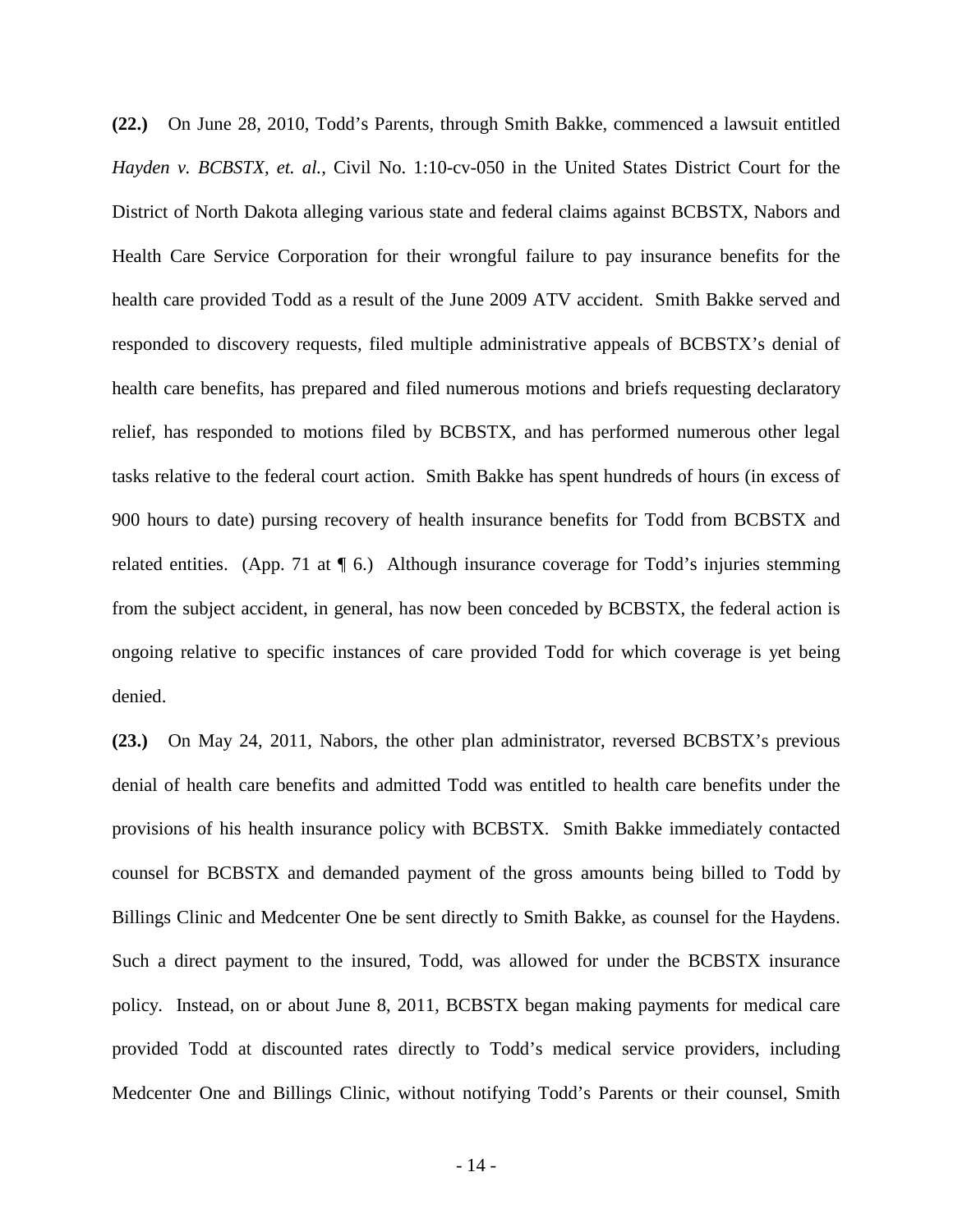**(22.)** On June 28, 2010, Todd's Parents, through Smith Bakke, commenced a lawsuit entitled *Hayden v. BCBSTX, et. al.*, Civil No. 1:10-cv-050 in the United States District Court for the District of North Dakota alleging various state and federal claims against BCBSTX, Nabors and Health Care Service Corporation for their wrongful failure to pay insurance benefits for the health care provided Todd as a result of the June 2009 ATV accident. Smith Bakke served and responded to discovery requests, filed multiple administrative appeals of BCBSTX's denial of health care benefits, has prepared and filed numerous motions and briefs requesting declaratory relief, has responded to motions filed by BCBSTX, and has performed numerous other legal tasks relative to the federal court action. Smith Bakke has spent hundreds of hours (in excess of 900 hours to date) pursing recovery of health insurance benefits for Todd from BCBSTX and related entities. (App. 71 at ¶ 6.) Although insurance coverage for Todd's injuries stemming from the subject accident, in general, has now been conceded by BCBSTX, the federal action is ongoing relative to specific instances of care provided Todd for which coverage is yet being denied.

**(23.)** On May 24, 2011, Nabors, the other plan administrator, reversed BCBSTX's previous denial of health care benefits and admitted Todd was entitled to health care benefits under the provisions of his health insurance policy with BCBSTX. Smith Bakke immediately contacted counsel for BCBSTX and demanded payment of the gross amounts being billed to Todd by Billings Clinic and Medcenter One be sent directly to Smith Bakke, as counsel for the Haydens. Such a direct payment to the insured, Todd, was allowed for under the BCBSTX insurance policy. Instead, on or about June 8, 2011, BCBSTX began making payments for medical care provided Todd at discounted rates directly to Todd's medical service providers, including Medcenter One and Billings Clinic, without notifying Todd's Parents or their counsel, Smith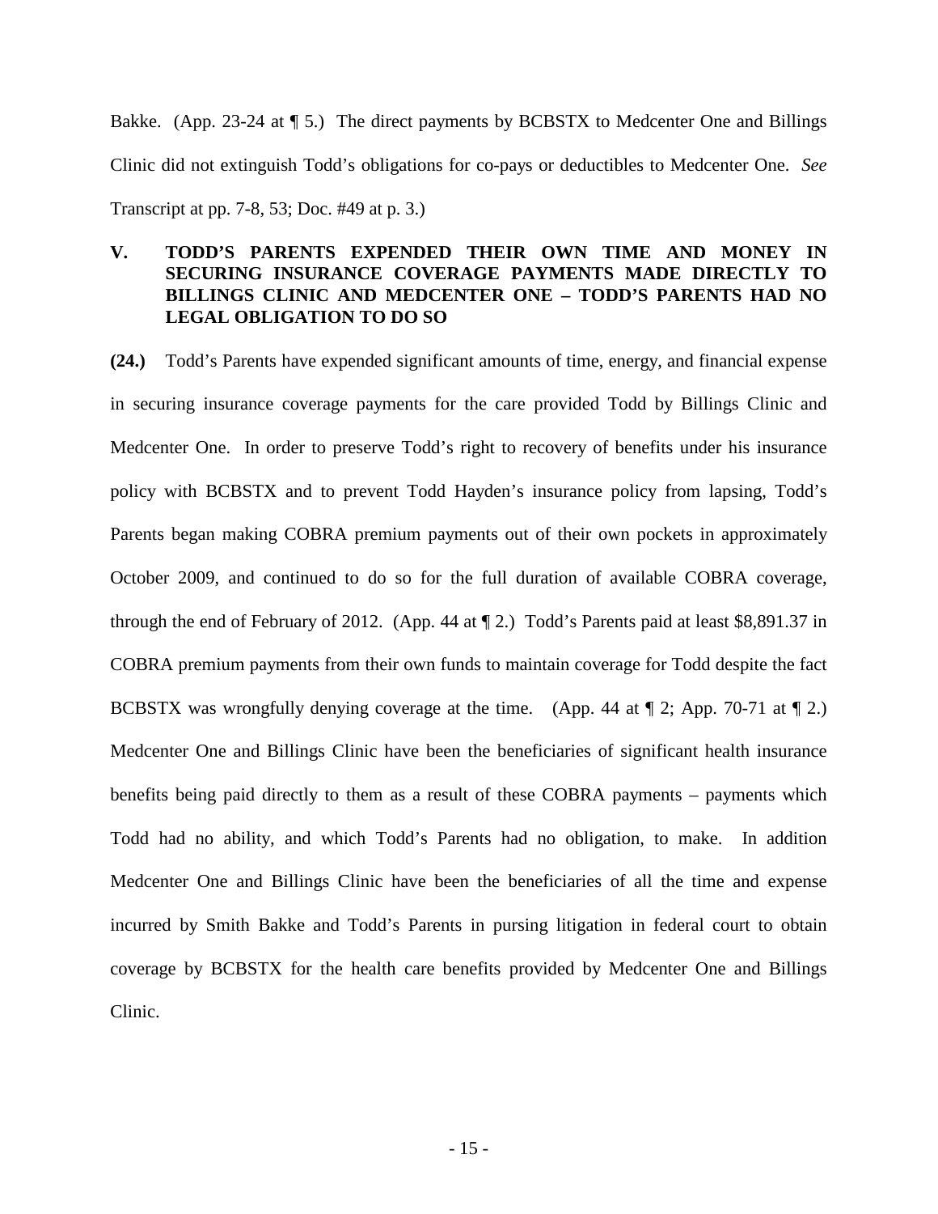Bakke. (App. 23-24 at ¶ 5.) The direct payments by BCBSTX to Medcenter One and Billings Clinic did not extinguish Todd's obligations for co-pays or deductibles to Medcenter One. *See* Transcript at pp. 7-8, 53; Doc. #49 at p. 3.)

## V. TODD'S PARENTS EXPENDED THEIR OWN TIME AND MONEY IN SECURING INSURANCE COVERAGE PAYMENTS MADE DIRECTLY TO BILLINGS CLINIC AND MEDCENTER ONE – TODD'S PARENTS HAD NO LEGAL OBLIGATION TO DO SO

**(24.)** Todd's Parents have expended significant amounts of time, energy, and financial expense in securing insurance coverage payments for the care provided Todd by Billings Clinic and Medcenter One. In order to preserve Todd's right to recovery of benefits under his insurance policy with BCBSTX and to prevent Todd Hayden's insurance policy from lapsing, Todd's Parents began making COBRA premium payments out of their own pockets in approximately October 2009, and continued to do so for the full duration of available COBRA coverage, through the end of February of 2012. (App. 44 at ¶ 2.) Todd's Parents paid at least $8,891.37 in COBRA premium payments from their own funds to maintain coverage for Todd despite the fact BCBSTX was wrongfully denying coverage at the time. (App. 44 at ¶ 2; App. 70-71 at ¶ 2.) Medcenter One and Billings Clinic have been the beneficiaries of significant health insurance benefits being paid directly to them as a result of these COBRA payments – payments which Todd had no ability, and which Todd's Parents had no obligation, to make. In addition Medcenter One and Billings Clinic have been the beneficiaries of all the time and expense incurred by Smith Bakke and Todd's Parents in pursing litigation in federal court to obtain coverage by BCBSTX for the health care benefits provided by Medcenter One and Billings Clinic.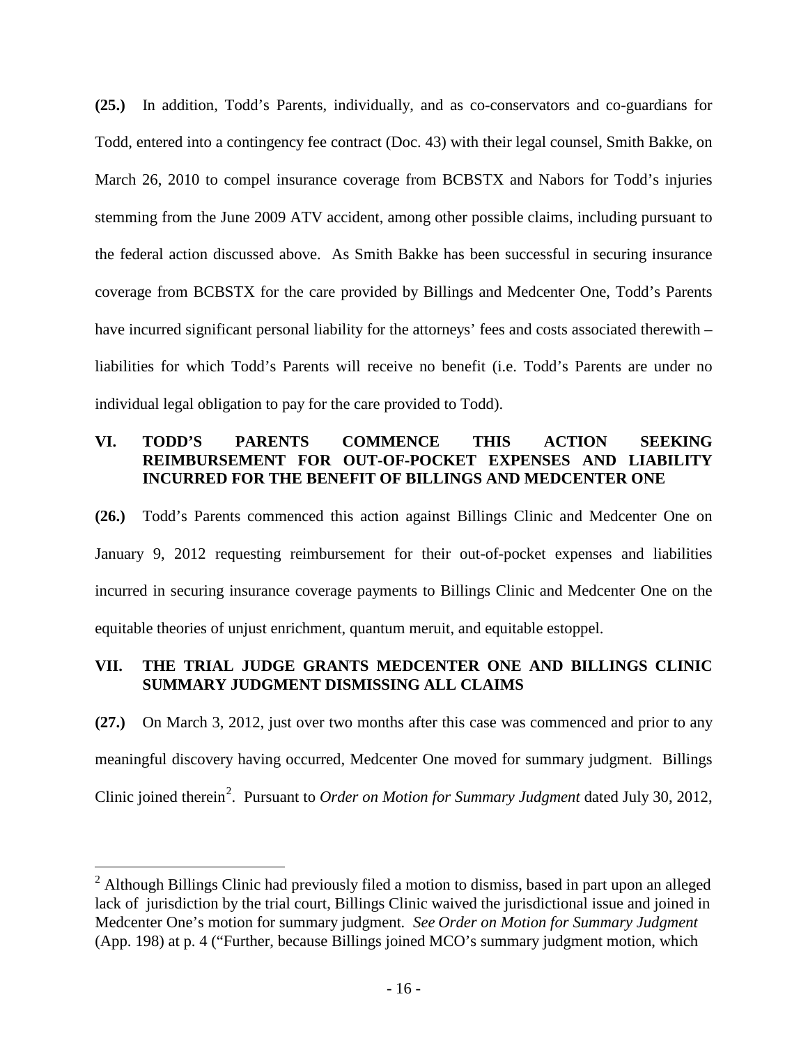**(25.)** In addition, Todd's Parents, individually, and as co-conservators and co-guardians for Todd, entered into a contingency fee contract (Doc. 43) with their legal counsel, Smith Bakke, on March 26, 2010 to compel insurance coverage from BCBSTX and Nabors for Todd's injuries stemming from the June 2009 ATV accident, among other possible claims, including pursuant to the federal action discussed above. As Smith Bakke has been successful in securing insurance coverage from BCBSTX for the care provided by Billings and Medcenter One, Todd's Parents have incurred significant personal liability for the attorneys' fees and costs associated therewith – liabilities for which Todd's Parents will receive no benefit (i.e. Todd's Parents are under no individual legal obligation to pay for the care provided to Todd).

## VI. TODD'S PARENTS COMMENCE THIS ACTION SEEKING REIMBURSEMENT FOR OUT-OF-POCKET EXPENSES AND LIABILITY INCURRED FOR THE BENEFIT OF BILLINGS AND MEDCENTER ONE

**(26.)** Todd's Parents commenced this action against Billings Clinic and Medcenter One on January 9, 2012 requesting reimbursement for their out-of-pocket expenses and liabilities incurred in securing insurance coverage payments to Billings Clinic and Medcenter One on the equitable theories of unjust enrichment, quantum meruit, and equitable estoppel.

## VII. THE TRIAL JUDGE GRANTS MEDCENTER ONE AND BILLINGS CLINIC SUMMARY JUDGMENT DISMISSING ALL CLAIMS

**(27.)** On March 3, 2012, just over two months after this case was commenced and prior to any meaningful discovery having occurred, Medcenter One moved for summary judgment. Billings Clinic joined therein[2]. Pursuant to *Order on Motion for Summary Judgment* dated July 30, 2012,

[2] Although Billings Clinic had previously filed a motion to dismiss, based in part upon an alleged lack of jurisdiction by the trial court, Billings Clinic waived the jurisdictional issue and joined in Medcenter One's motion for summary judgment. *See Order on Motion for Summary Judgment* (App. 198) at p. 4 ("Further, because Billings joined MCO's summary judgment motion, which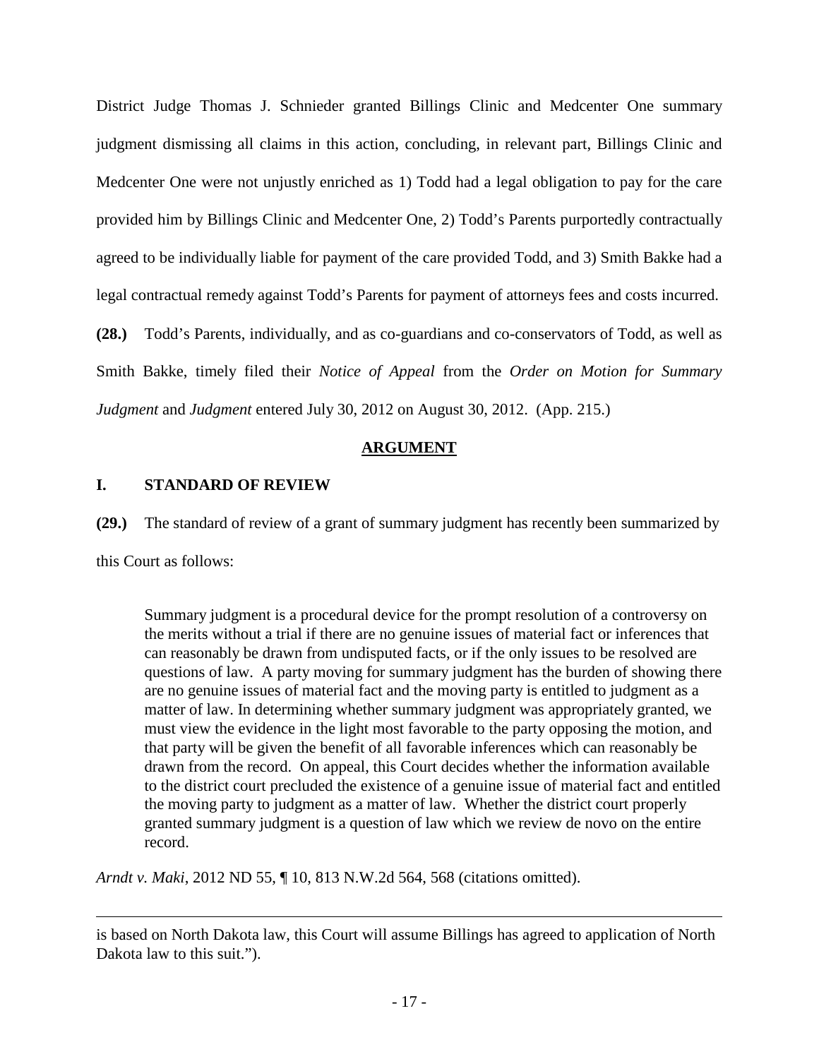District Judge Thomas J. Schnieder granted Billings Clinic and Medcenter One summary judgment dismissing all claims in this action, concluding, in relevant part, Billings Clinic and Medcenter One were not unjustly enriched as 1) Todd had a legal obligation to pay for the care provided him by Billings Clinic and Medcenter One, 2) Todd's Parents purportedly contractually agreed to be individually liable for payment of the care provided Todd, and 3) Smith Bakke had a legal contractual remedy against Todd's Parents for payment of attorneys fees and costs incurred.

**(28.)** Todd's Parents, individually, and as co-guardians and co-conservators of Todd, as well as Smith Bakke, timely filed their *Notice of Appeal* from the *Order on Motion for Summary Judgment* and *Judgment* entered July 30, 2012 on August 30, 2012. (App. 215.)

## ARGUMENT

### I. STANDARD OF REVIEW

**(29.)** The standard of review of a grant of summary judgment has recently been summarized by this Court as follows:

> Summary judgment is a procedural device for the prompt resolution of a controversy on the merits without a trial if there are no genuine issues of material fact or inferences that can reasonably be drawn from undisputed facts, or if the only issues to be resolved are questions of law. A party moving for summary judgment has the burden of showing there are no genuine issues of material fact and the moving party is entitled to judgment as a matter of law. In determining whether summary judgment was appropriately granted, we must view the evidence in the light most favorable to the party opposing the motion, and that party will be given the benefit of all favorable inferences which can reasonably be drawn from the record. On appeal, this Court decides whether the information available to the district court precluded the existence of a genuine issue of material fact and entitled the moving party to judgment as a matter of law. Whether the district court properly granted summary judgment is a question of law which we review de novo on the entire record.

*Arndt v. Maki*, 2012 ND 55, ¶ 10, 813 N.W.2d 564, 568 (citations omitted).

---

is based on North Dakota law, this Court will assume Billings has agreed to application of North Dakota law to this suit.").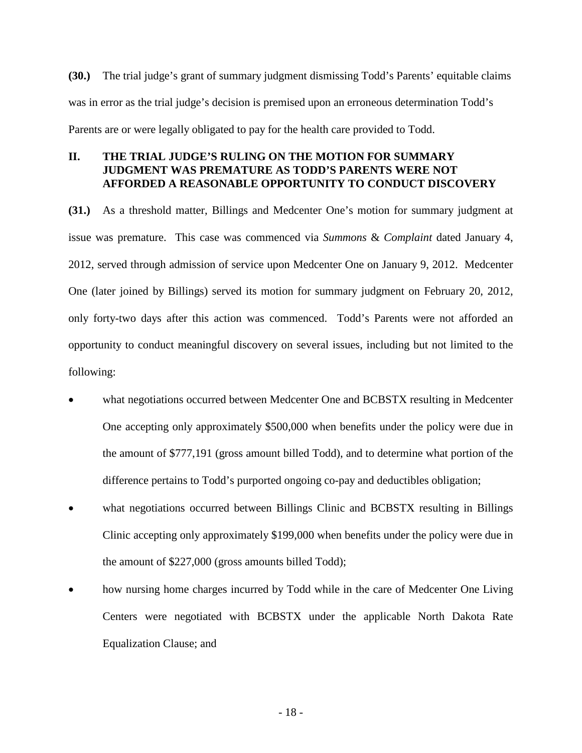**(30.)** The trial judge's grant of summary judgment dismissing Todd's Parents' equitable claims was in error as the trial judge's decision is premised upon an erroneous determination Todd's Parents are or were legally obligated to pay for the health care provided to Todd.

## II. THE TRIAL JUDGE'S RULING ON THE MOTION FOR SUMMARY JUDGMENT WAS PREMATURE AS TODD'S PARENTS WERE NOT AFFORDED A REASONABLE OPPORTUNITY TO CONDUCT DISCOVERY

**(31.)** As a threshold matter, Billings and Medcenter One's motion for summary judgment at issue was premature. This case was commenced via *Summons* & *Complaint* dated January 4, 2012, served through admission of service upon Medcenter One on January 9, 2012. Medcenter One (later joined by Billings) served its motion for summary judgment on February 20, 2012, only forty-two days after this action was commenced. Todd's Parents were not afforded an opportunity to conduct meaningful discovery on several issues, including but not limited to the following:

- what negotiations occurred between Medcenter One and BCBSTX resulting in Medcenter One accepting only approximately $500,000 when benefits under the policy were due in the amount of $777,191 (gross amount billed Todd), and to determine what portion of the difference pertains to Todd's purported ongoing co-pay and deductibles obligation;
- what negotiations occurred between Billings Clinic and BCBSTX resulting in Billings Clinic accepting only approximately $199,000 when benefits under the policy were due in the amount of $227,000 (gross amounts billed Todd);
- how nursing home charges incurred by Todd while in the care of Medcenter One Living Centers were negotiated with BCBSTX under the applicable North Dakota Rate Equalization Clause; and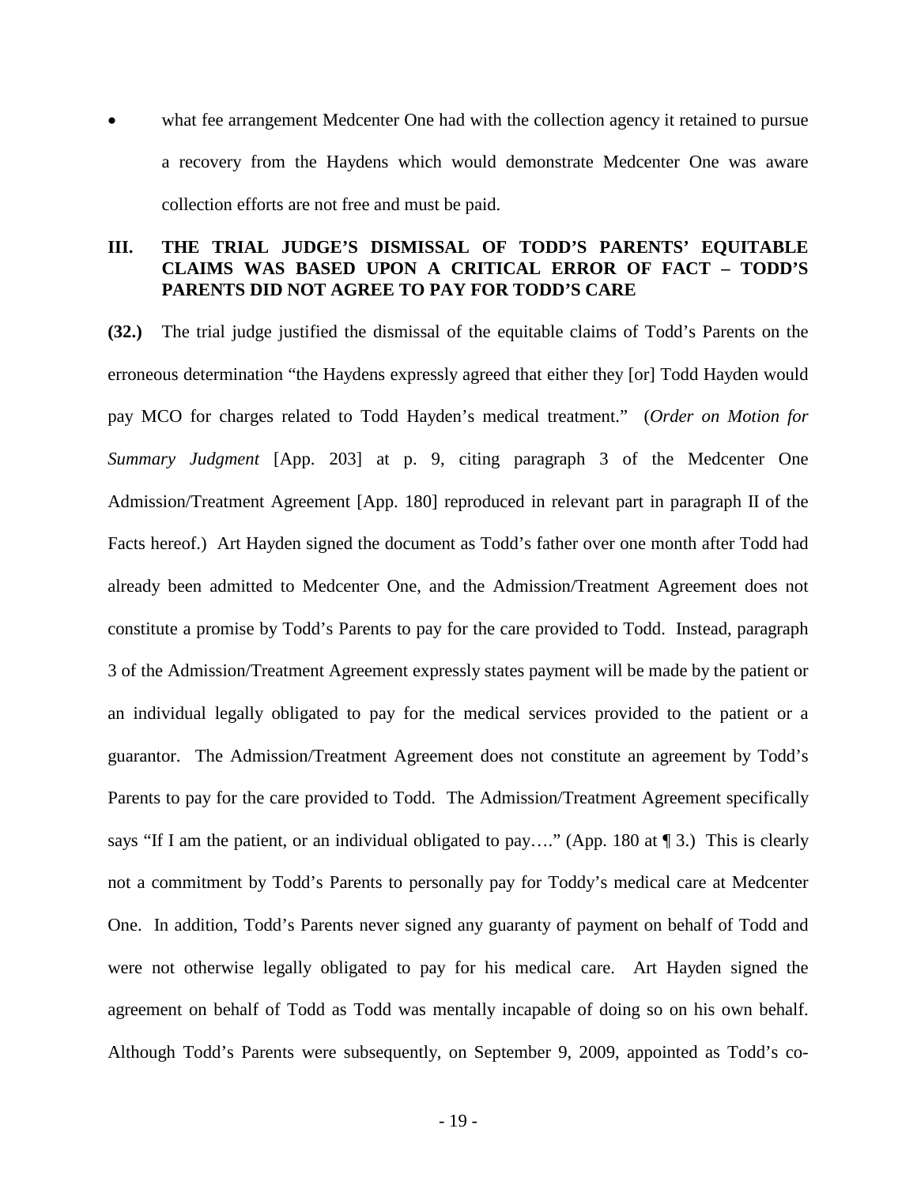- what fee arrangement Medcenter One had with the collection agency it retained to pursue a recovery from the Haydens which would demonstrate Medcenter One was aware collection efforts are not free and must be paid.

## III. THE TRIAL JUDGE'S DISMISSAL OF TODD'S PARENTS' EQUITABLE CLAIMS WAS BASED UPON A CRITICAL ERROR OF FACT – TODD'S PARENTS DID NOT AGREE TO PAY FOR TODD'S CARE

**(32.)** The trial judge justified the dismissal of the equitable claims of Todd's Parents on the erroneous determination "the Haydens expressly agreed that either they [or] Todd Hayden would pay MCO for charges related to Todd Hayden's medical treatment." (*Order on Motion for Summary Judgment* [App. 203] at p. 9, citing paragraph 3 of the Medcenter One Admission/Treatment Agreement [App. 180] reproduced in relevant part in paragraph II of the Facts hereof.) Art Hayden signed the document as Todd's father over one month after Todd had already been admitted to Medcenter One, and the Admission/Treatment Agreement does not constitute a promise by Todd's Parents to pay for the care provided to Todd. Instead, paragraph 3 of the Admission/Treatment Agreement expressly states payment will be made by the patient or an individual legally obligated to pay for the medical services provided to the patient or a guarantor. The Admission/Treatment Agreement does not constitute an agreement by Todd's Parents to pay for the care provided to Todd. The Admission/Treatment Agreement specifically says "If I am the patient, or an individual obligated to pay…." (App. 180 at ¶ 3.) This is clearly not a commitment by Todd's Parents to personally pay for Toddy's medical care at Medcenter One. In addition, Todd's Parents never signed any guaranty of payment on behalf of Todd and were not otherwise legally obligated to pay for his medical care. Art Hayden signed the agreement on behalf of Todd as Todd was mentally incapable of doing so on his own behalf. Although Todd's Parents were subsequently, on September 9, 2009, appointed as Todd's co-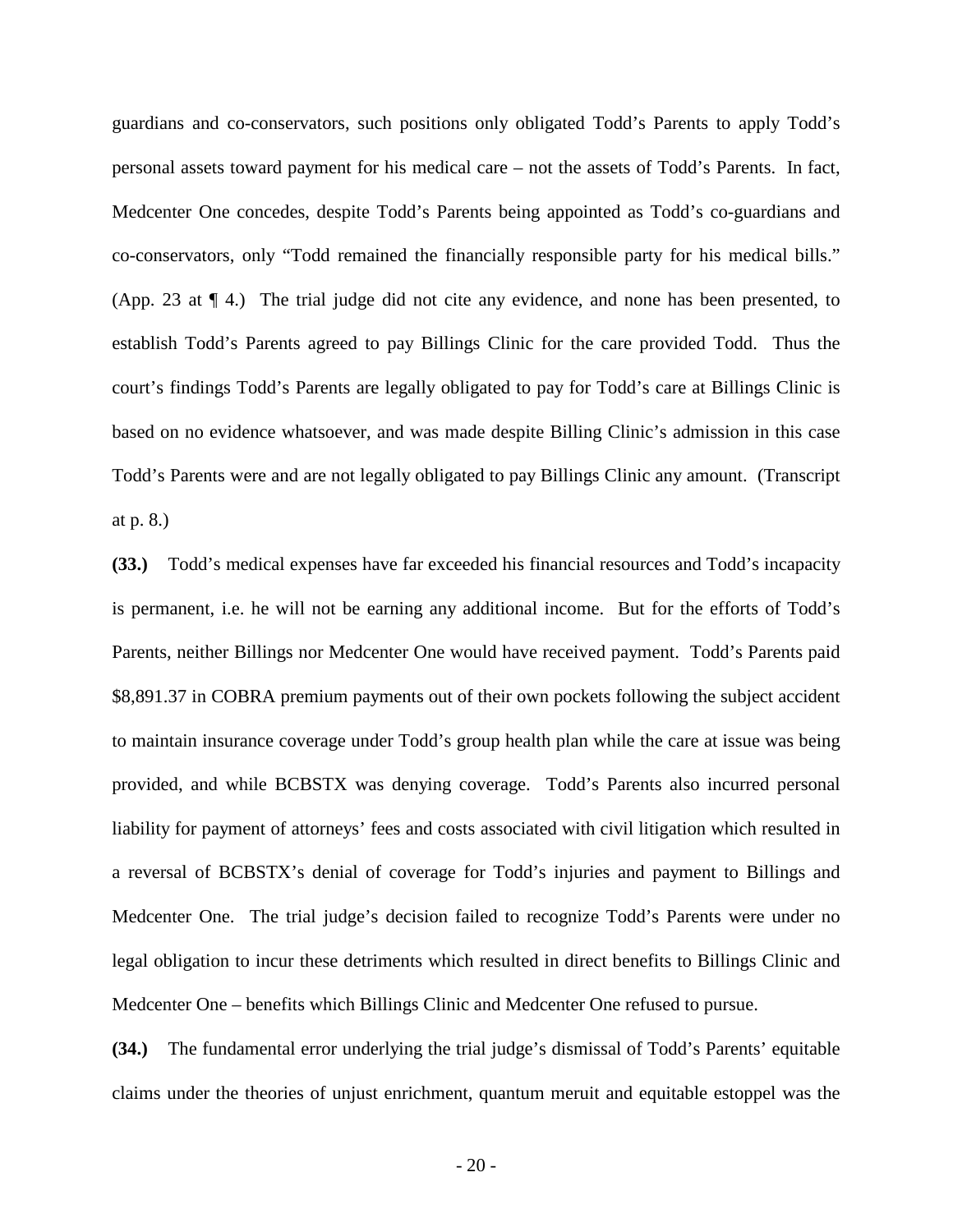guardians and co-conservators, such positions only obligated Todd's Parents to apply Todd's personal assets toward payment for his medical care – not the assets of Todd's Parents. In fact, Medcenter One concedes, despite Todd's Parents being appointed as Todd's co-guardians and co-conservators, only "Todd remained the financially responsible party for his medical bills." (App. 23 at ¶ 4.) The trial judge did not cite any evidence, and none has been presented, to establish Todd's Parents agreed to pay Billings Clinic for the care provided Todd. Thus the court's findings Todd's Parents are legally obligated to pay for Todd's care at Billings Clinic is based on no evidence whatsoever, and was made despite Billing Clinic's admission in this case Todd's Parents were and are not legally obligated to pay Billings Clinic any amount. (Transcript at p. 8.)

**(33.)** Todd's medical expenses have far exceeded his financial resources and Todd's incapacity is permanent, i.e. he will not be earning any additional income. But for the efforts of Todd's Parents, neither Billings nor Medcenter One would have received payment. Todd's Parents paid $8,891.37 in COBRA premium payments out of their own pockets following the subject accident to maintain insurance coverage under Todd's group health plan while the care at issue was being provided, and while BCBSTX was denying coverage. Todd's Parents also incurred personal liability for payment of attorneys' fees and costs associated with civil litigation which resulted in a reversal of BCBSTX's denial of coverage for Todd's injuries and payment to Billings and Medcenter One. The trial judge's decision failed to recognize Todd's Parents were under no legal obligation to incur these detriments which resulted in direct benefits to Billings Clinic and Medcenter One – benefits which Billings Clinic and Medcenter One refused to pursue.

**(34.)** The fundamental error underlying the trial judge's dismissal of Todd's Parents' equitable claims under the theories of unjust enrichment, quantum meruit and equitable estoppel was the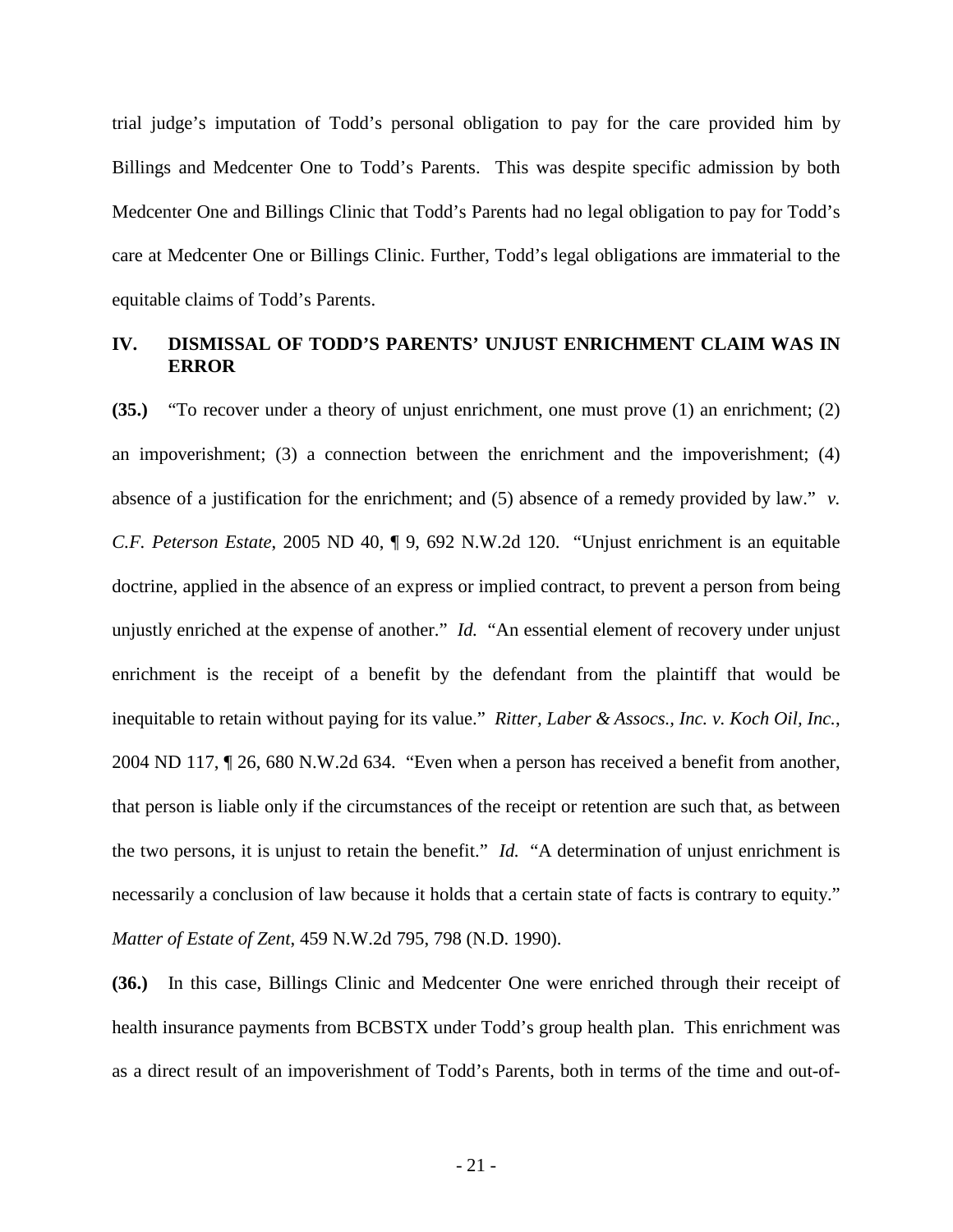trial judge's imputation of Todd's personal obligation to pay for the care provided him by Billings and Medcenter One to Todd's Parents. This was despite specific admission by both Medcenter One and Billings Clinic that Todd's Parents had no legal obligation to pay for Todd's care at Medcenter One or Billings Clinic. Further, Todd's legal obligations are immaterial to the equitable claims of Todd's Parents.

## IV. DISMISSAL OF TODD'S PARENTS' UNJUST ENRICHMENT CLAIM WAS IN ERROR

**(35.)** "To recover under a theory of unjust enrichment, one must prove (1) an enrichment; (2) an impoverishment; (3) a connection between the enrichment and the impoverishment; (4) absence of a justification for the enrichment; and (5) absence of a remedy provided by law." *v. C.F. Peterson Estate*, 2005 ND 40, ¶ 9, 692 N.W.2d 120. "Unjust enrichment is an equitable doctrine, applied in the absence of an express or implied contract, to prevent a person from being unjustly enriched at the expense of another." *Id.* "An essential element of recovery under unjust enrichment is the receipt of a benefit by the defendant from the plaintiff that would be inequitable to retain without paying for its value." *Ritter, Laber & Assocs., Inc. v. Koch Oil, Inc.*, 2004 ND 117, ¶ 26, 680 N.W.2d 634. "Even when a person has received a benefit from another, that person is liable only if the circumstances of the receipt or retention are such that, as between the two persons, it is unjust to retain the benefit." *Id.* "A determination of unjust enrichment is necessarily a conclusion of law because it holds that a certain state of facts is contrary to equity." *Matter of Estate of Zent*, 459 N.W.2d 795, 798 (N.D. 1990).

**(36.)** In this case, Billings Clinic and Medcenter One were enriched through their receipt of health insurance payments from BCBSTX under Todd's group health plan. This enrichment was as a direct result of an impoverishment of Todd's Parents, both in terms of the time and out-of-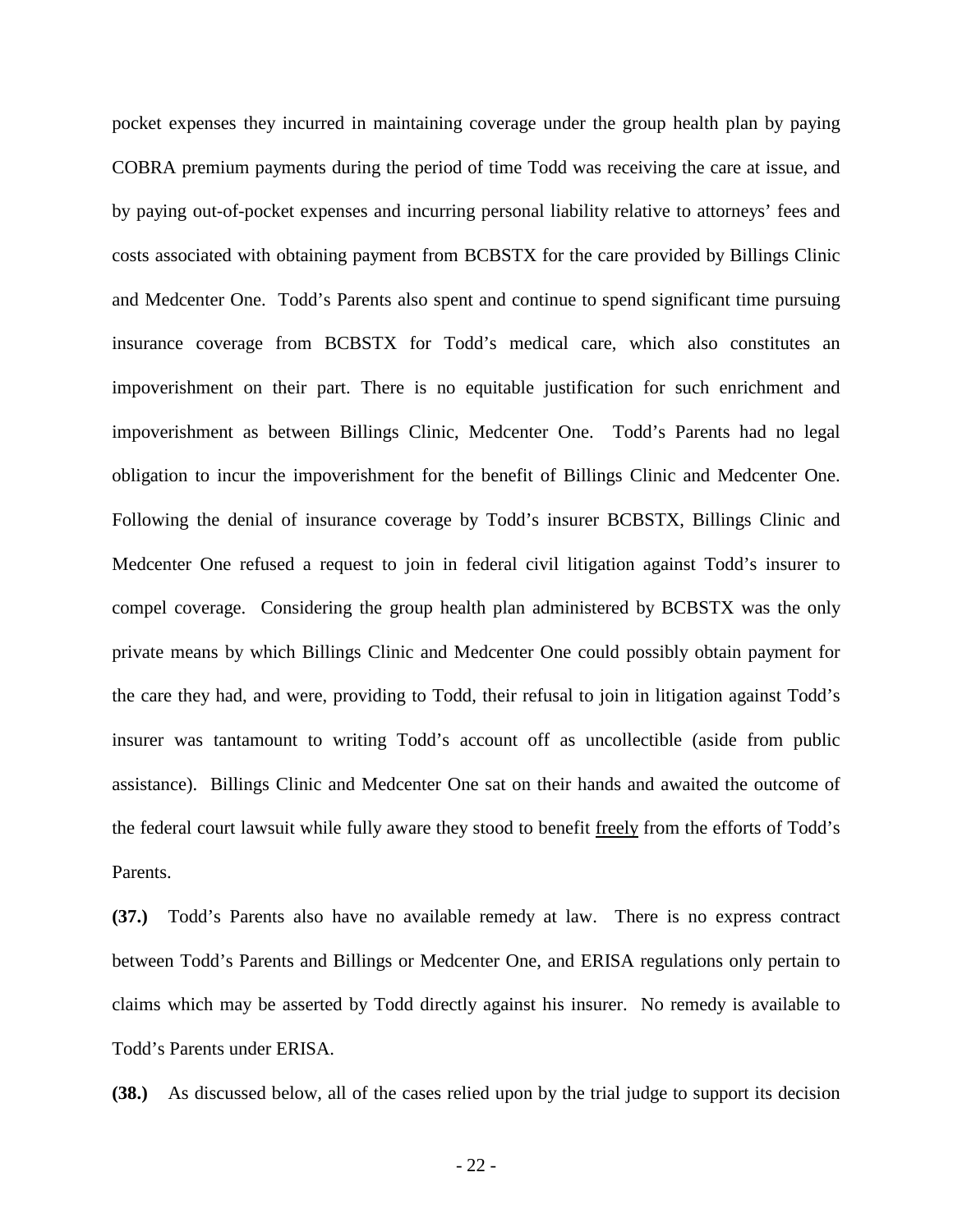pocket expenses they incurred in maintaining coverage under the group health plan by paying COBRA premium payments during the period of time Todd was receiving the care at issue, and by paying out-of-pocket expenses and incurring personal liability relative to attorneys' fees and costs associated with obtaining payment from BCBSTX for the care provided by Billings Clinic and Medcenter One. Todd's Parents also spent and continue to spend significant time pursuing insurance coverage from BCBSTX for Todd's medical care, which also constitutes an impoverishment on their part. There is no equitable justification for such enrichment and impoverishment as between Billings Clinic, Medcenter One. Todd's Parents had no legal obligation to incur the impoverishment for the benefit of Billings Clinic and Medcenter One. Following the denial of insurance coverage by Todd's insurer BCBSTX, Billings Clinic and Medcenter One refused a request to join in federal civil litigation against Todd's insurer to compel coverage. Considering the group health plan administered by BCBSTX was the only private means by which Billings Clinic and Medcenter One could possibly obtain payment for the care they had, and were, providing to Todd, their refusal to join in litigation against Todd's insurer was tantamount to writing Todd's account off as uncollectible (aside from public assistance). Billings Clinic and Medcenter One sat on their hands and awaited the outcome of the federal court lawsuit while fully aware they stood to benefit <u>freely</u> from the efforts of Todd's Parents.

**(37.)** Todd's Parents also have no available remedy at law. There is no express contract between Todd's Parents and Billings or Medcenter One, and ERISA regulations only pertain to claims which may be asserted by Todd directly against his insurer. No remedy is available to Todd's Parents under ERISA.

**(38.)** As discussed below, all of the cases relied upon by the trial judge to support its decision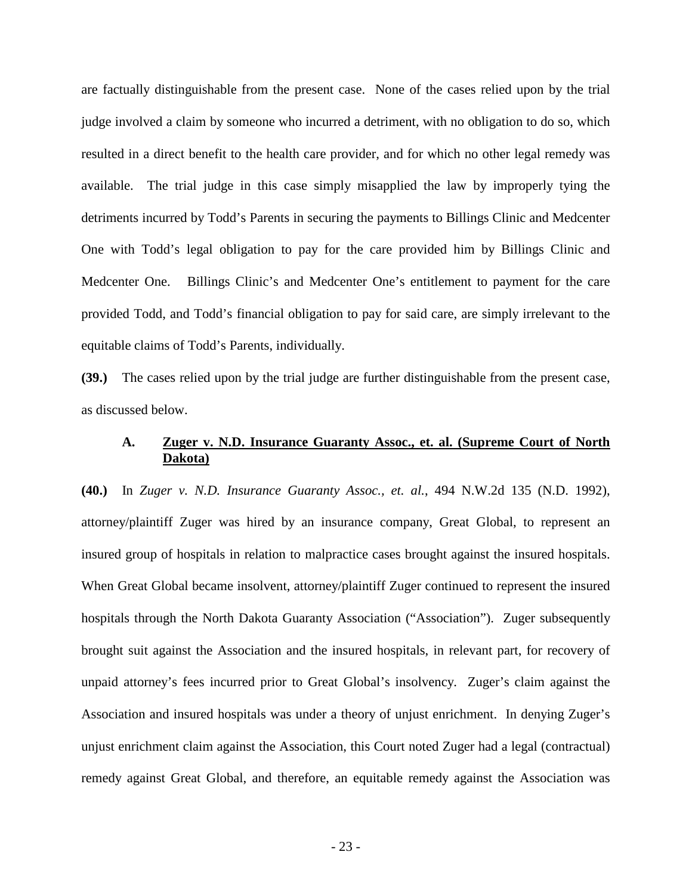are factually distinguishable from the present case. None of the cases relied upon by the trial judge involved a claim by someone who incurred a detriment, with no obligation to do so, which resulted in a direct benefit to the health care provider, and for which no other legal remedy was available. The trial judge in this case simply misapplied the law by improperly tying the detriments incurred by Todd's Parents in securing the payments to Billings Clinic and Medcenter One with Todd's legal obligation to pay for the care provided him by Billings Clinic and Medcenter One. Billings Clinic's and Medcenter One's entitlement to payment for the care provided Todd, and Todd's financial obligation to pay for said care, are simply irrelevant to the equitable claims of Todd's Parents, individually.

**(39.)** The cases relied upon by the trial judge are further distinguishable from the present case, as discussed below.

### A. Zuger v. N.D. Insurance Guaranty Assoc., et. al. (Supreme Court of North Dakota)

**(40.)** In *Zuger v. N.D. Insurance Guaranty Assoc., et. al.*, 494 N.W.2d 135 (N.D. 1992), attorney/plaintiff Zuger was hired by an insurance company, Great Global, to represent an insured group of hospitals in relation to malpractice cases brought against the insured hospitals. When Great Global became insolvent, attorney/plaintiff Zuger continued to represent the insured hospitals through the North Dakota Guaranty Association ("Association"). Zuger subsequently brought suit against the Association and the insured hospitals, in relevant part, for recovery of unpaid attorney's fees incurred prior to Great Global's insolvency. Zuger's claim against the Association and insured hospitals was under a theory of unjust enrichment. In denying Zuger's unjust enrichment claim against the Association, this Court noted Zuger had a legal (contractual) remedy against Great Global, and therefore, an equitable remedy against the Association was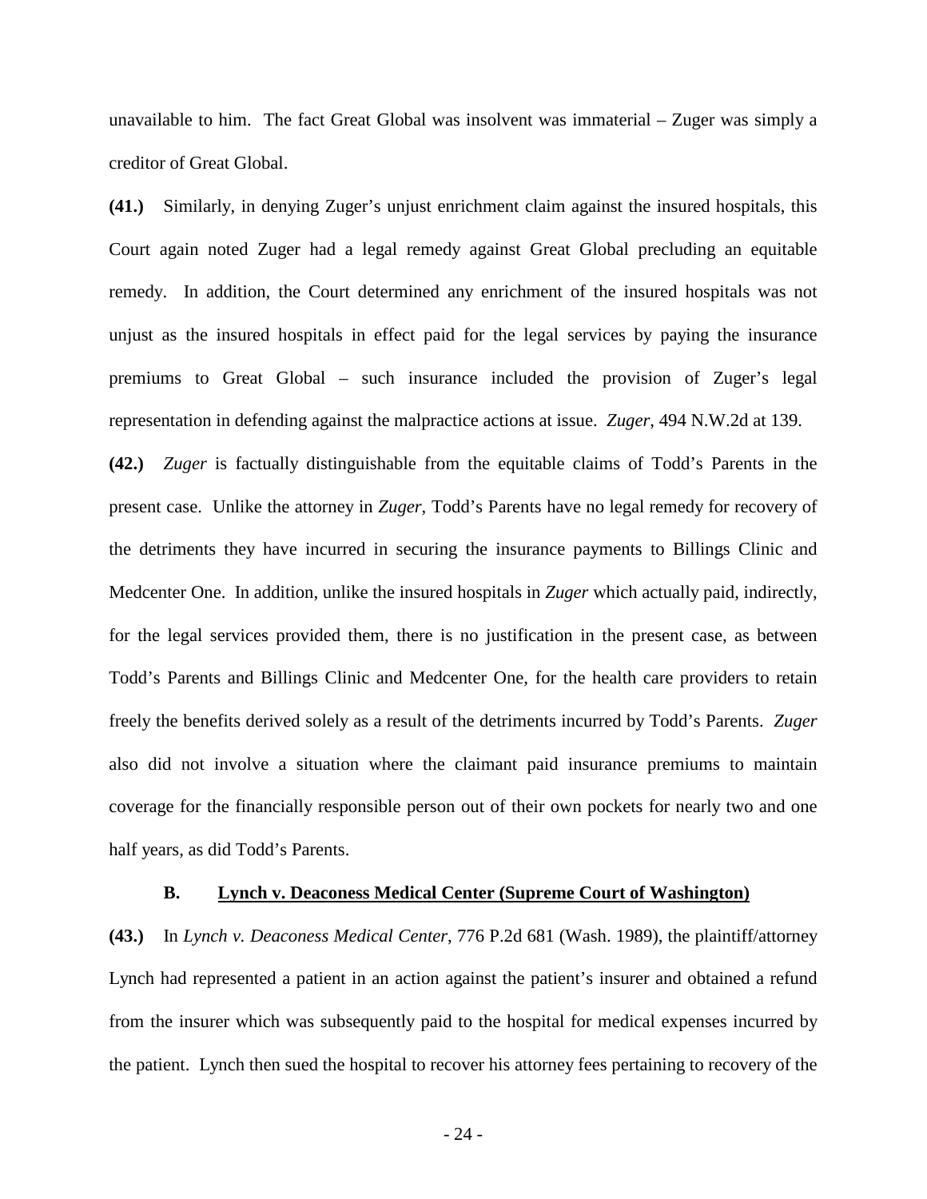unavailable to him. The fact Great Global was insolvent was immaterial – Zuger was simply a creditor of Great Global.

**(41.)** Similarly, in denying Zuger's unjust enrichment claim against the insured hospitals, this Court again noted Zuger had a legal remedy against Great Global precluding an equitable remedy. In addition, the Court determined any enrichment of the insured hospitals was not unjust as the insured hospitals in effect paid for the legal services by paying the insurance premiums to Great Global – such insurance included the provision of Zuger's legal representation in defending against the malpractice actions at issue. *Zuger*, 494 N.W.2d at 139.

**(42.)** *Zuger* is factually distinguishable from the equitable claims of Todd's Parents in the present case. Unlike the attorney in *Zuger*, Todd's Parents have no legal remedy for recovery of the detriments they have incurred in securing the insurance payments to Billings Clinic and Medcenter One. In addition, unlike the insured hospitals in *Zuger* which actually paid, indirectly, for the legal services provided them, there is no justification in the present case, as between Todd's Parents and Billings Clinic and Medcenter One, for the health care providers to retain freely the benefits derived solely as a result of the detriments incurred by Todd's Parents. *Zuger* also did not involve a situation where the claimant paid insurance premiums to maintain coverage for the financially responsible person out of their own pockets for nearly two and one half years, as did Todd's Parents.

### B. Lynch v. Deaconess Medical Center (Supreme Court of Washington)

**(43.)** In *Lynch v. Deaconess Medical Center*, 776 P.2d 681 (Wash. 1989), the plaintiff/attorney Lynch had represented a patient in an action against the patient's insurer and obtained a refund from the insurer which was subsequently paid to the hospital for medical expenses incurred by the patient. Lynch then sued the hospital to recover his attorney fees pertaining to recovery of the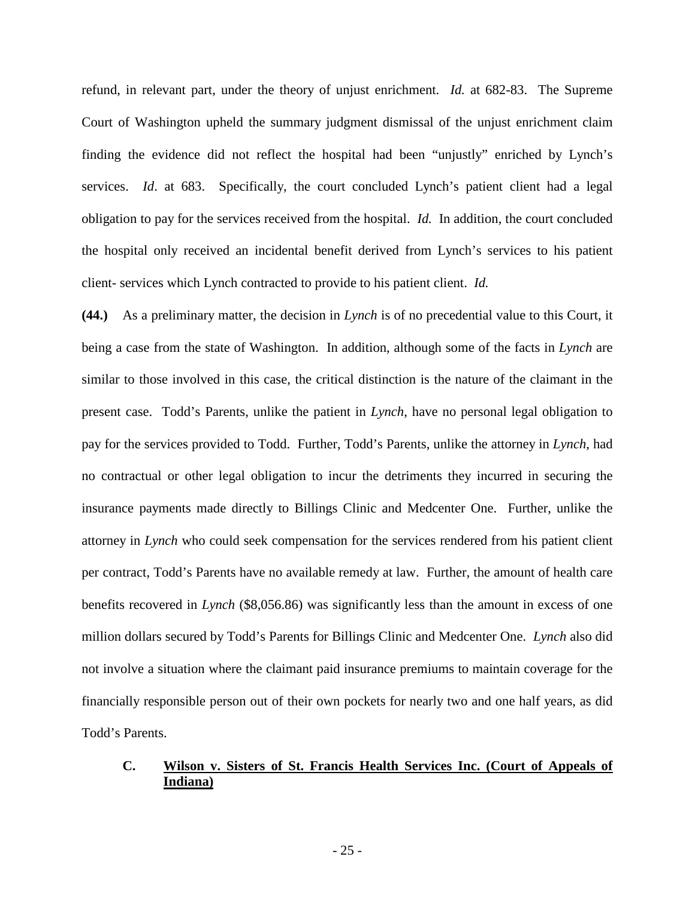refund, in relevant part, under the theory of unjust enrichment. *Id.* at 682-83. The Supreme Court of Washington upheld the summary judgment dismissal of the unjust enrichment claim finding the evidence did not reflect the hospital had been "unjustly" enriched by Lynch's services. *Id*. at 683. Specifically, the court concluded Lynch's patient client had a legal obligation to pay for the services received from the hospital. *Id.* In addition, the court concluded the hospital only received an incidental benefit derived from Lynch's services to his patient client- services which Lynch contracted to provide to his patient client. *Id.*

**(44.)** As a preliminary matter, the decision in *Lynch* is of no precedential value to this Court, it being a case from the state of Washington. In addition, although some of the facts in *Lynch* are similar to those involved in this case, the critical distinction is the nature of the claimant in the present case. Todd's Parents, unlike the patient in *Lynch*, have no personal legal obligation to pay for the services provided to Todd. Further, Todd's Parents, unlike the attorney in *Lynch*, had no contractual or other legal obligation to incur the detriments they incurred in securing the insurance payments made directly to Billings Clinic and Medcenter One. Further, unlike the attorney in *Lynch* who could seek compensation for the services rendered from his patient client per contract, Todd's Parents have no available remedy at law. Further, the amount of health care benefits recovered in *Lynch* ($8,056.86) was significantly less than the amount in excess of one million dollars secured by Todd's Parents for Billings Clinic and Medcenter One. *Lynch* also did not involve a situation where the claimant paid insurance premiums to maintain coverage for the financially responsible person out of their own pockets for nearly two and one half years, as did Todd's Parents.

### C. Wilson v. Sisters of St. Francis Health Services Inc. (Court of Appeals of Indiana)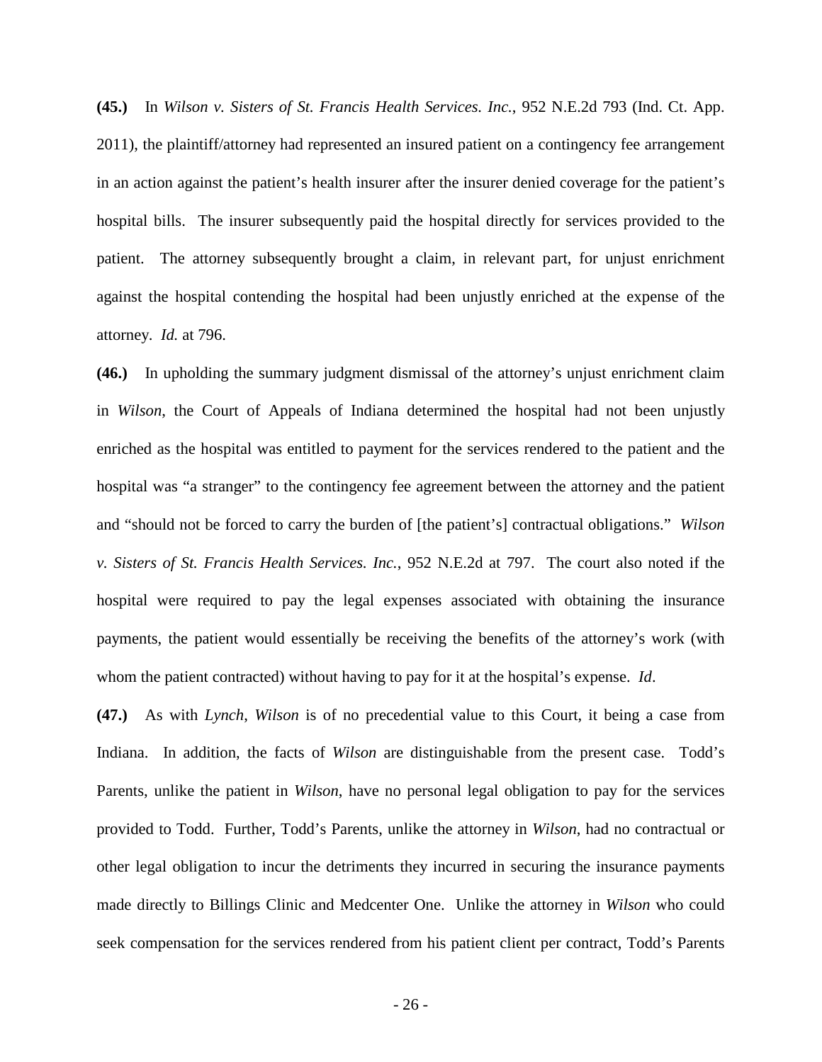**(45.)** In *Wilson v. Sisters of St. Francis Health Services. Inc.*, 952 N.E.2d 793 (Ind. Ct. App. 2011), the plaintiff/attorney had represented an insured patient on a contingency fee arrangement in an action against the patient's health insurer after the insurer denied coverage for the patient's hospital bills. The insurer subsequently paid the hospital directly for services provided to the patient. The attorney subsequently brought a claim, in relevant part, for unjust enrichment against the hospital contending the hospital had been unjustly enriched at the expense of the attorney. *Id.* at 796.

**(46.)** In upholding the summary judgment dismissal of the attorney's unjust enrichment claim in *Wilson*, the Court of Appeals of Indiana determined the hospital had not been unjustly enriched as the hospital was entitled to payment for the services rendered to the patient and the hospital was "a stranger" to the contingency fee agreement between the attorney and the patient and "should not be forced to carry the burden of [the patient's] contractual obligations." *Wilson v. Sisters of St. Francis Health Services. Inc.*, 952 N.E.2d at 797. The court also noted if the hospital were required to pay the legal expenses associated with obtaining the insurance payments, the patient would essentially be receiving the benefits of the attorney's work (with whom the patient contracted) without having to pay for it at the hospital's expense. *Id*.

**(47.)** As with *Lynch*, *Wilson* is of no precedential value to this Court, it being a case from Indiana. In addition, the facts of *Wilson* are distinguishable from the present case. Todd's Parents, unlike the patient in *Wilson*, have no personal legal obligation to pay for the services provided to Todd. Further, Todd's Parents, unlike the attorney in *Wilson*, had no contractual or other legal obligation to incur the detriments they incurred in securing the insurance payments made directly to Billings Clinic and Medcenter One. Unlike the attorney in *Wilson* who could seek compensation for the services rendered from his patient client per contract, Todd's Parents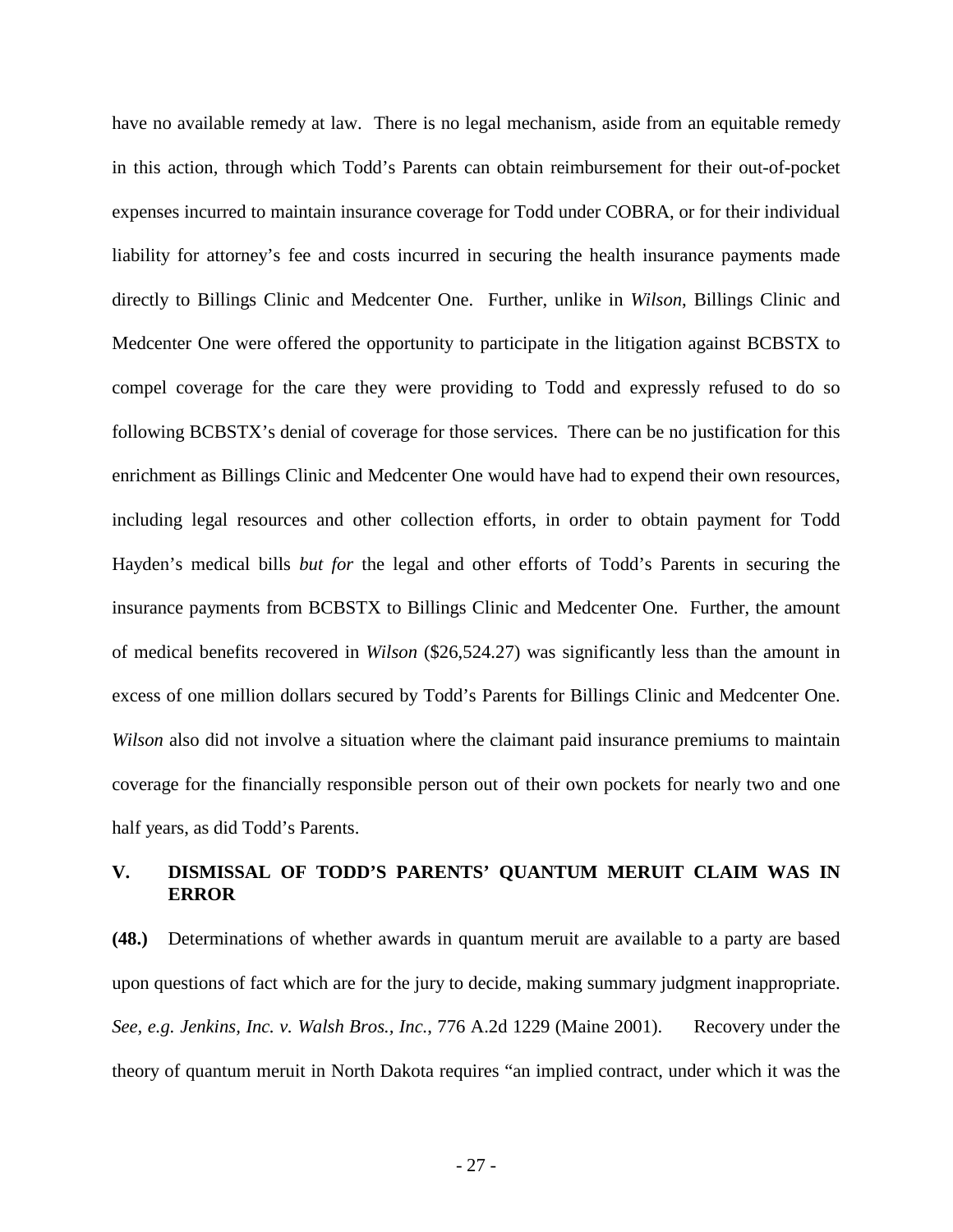have no available remedy at law. There is no legal mechanism, aside from an equitable remedy in this action, through which Todd's Parents can obtain reimbursement for their out-of-pocket expenses incurred to maintain insurance coverage for Todd under COBRA, or for their individual liability for attorney's fee and costs incurred in securing the health insurance payments made directly to Billings Clinic and Medcenter One. Further, unlike in *Wilson*, Billings Clinic and Medcenter One were offered the opportunity to participate in the litigation against BCBSTX to compel coverage for the care they were providing to Todd and expressly refused to do so following BCBSTX's denial of coverage for those services. There can be no justification for this enrichment as Billings Clinic and Medcenter One would have had to expend their own resources, including legal resources and other collection efforts, in order to obtain payment for Todd Hayden's medical bills *but for* the legal and other efforts of Todd's Parents in securing the insurance payments from BCBSTX to Billings Clinic and Medcenter One. Further, the amount of medical benefits recovered in *Wilson* ($26,524.27) was significantly less than the amount in excess of one million dollars secured by Todd's Parents for Billings Clinic and Medcenter One. *Wilson* also did not involve a situation where the claimant paid insurance premiums to maintain coverage for the financially responsible person out of their own pockets for nearly two and one half years, as did Todd's Parents.

## V. DISMISSAL OF TODD'S PARENTS' QUANTUM MERUIT CLAIM WAS IN ERROR

**(48.)** Determinations of whether awards in quantum meruit are available to a party are based upon questions of fact which are for the jury to decide, making summary judgment inappropriate. *See, e.g. Jenkins, Inc. v. Walsh Bros., Inc.*, 776 A.2d 1229 (Maine 2001). Recovery under the theory of quantum meruit in North Dakota requires "an implied contract, under which it was the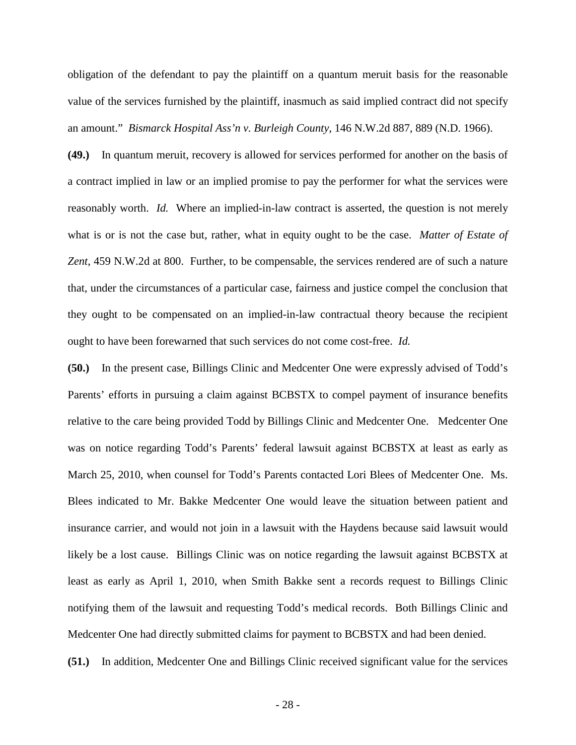obligation of the defendant to pay the plaintiff on a quantum meruit basis for the reasonable value of the services furnished by the plaintiff, inasmuch as said implied contract did not specify an amount." *Bismarck Hospital Ass'n v. Burleigh County*, 146 N.W.2d 887, 889 (N.D. 1966).

**(49.)** In quantum meruit, recovery is allowed for services performed for another on the basis of a contract implied in law or an implied promise to pay the performer for what the services were reasonably worth. *Id.* Where an implied-in-law contract is asserted, the question is not merely what is or is not the case but, rather, what in equity ought to be the case. *Matter of Estate of Zent*, 459 N.W.2d at 800. Further, to be compensable, the services rendered are of such a nature that, under the circumstances of a particular case, fairness and justice compel the conclusion that they ought to be compensated on an implied-in-law contractual theory because the recipient ought to have been forewarned that such services do not come cost-free. *Id.*

**(50.)** In the present case, Billings Clinic and Medcenter One were expressly advised of Todd's Parents' efforts in pursuing a claim against BCBSTX to compel payment of insurance benefits relative to the care being provided Todd by Billings Clinic and Medcenter One. Medcenter One was on notice regarding Todd's Parents' federal lawsuit against BCBSTX at least as early as March 25, 2010, when counsel for Todd's Parents contacted Lori Blees of Medcenter One. Ms. Blees indicated to Mr. Bakke Medcenter One would leave the situation between patient and insurance carrier, and would not join in a lawsuit with the Haydens because said lawsuit would likely be a lost cause. Billings Clinic was on notice regarding the lawsuit against BCBSTX at least as early as April 1, 2010, when Smith Bakke sent a records request to Billings Clinic notifying them of the lawsuit and requesting Todd's medical records. Both Billings Clinic and Medcenter One had directly submitted claims for payment to BCBSTX and had been denied.

**(51.)** In addition, Medcenter One and Billings Clinic received significant value for the services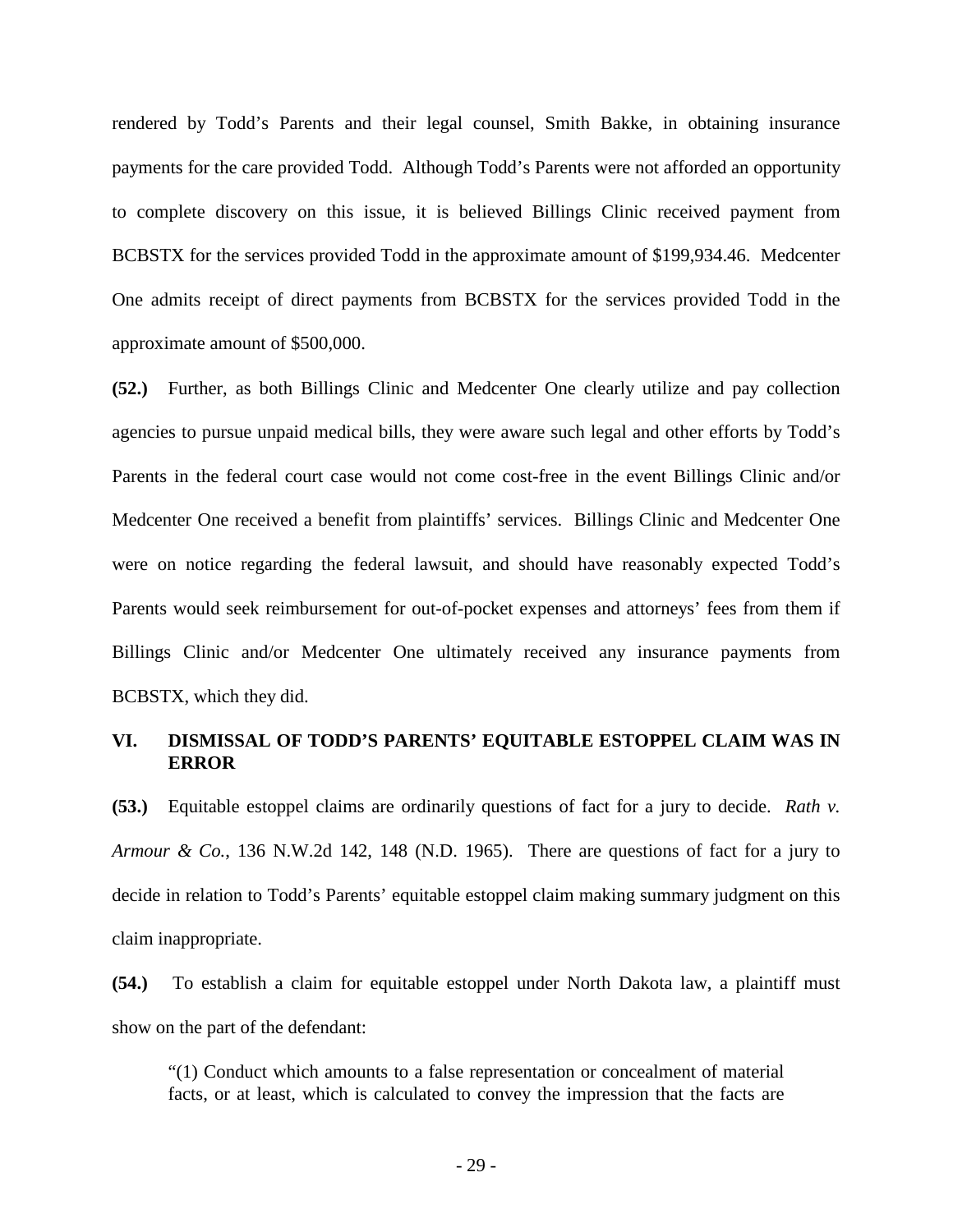rendered by Todd's Parents and their legal counsel, Smith Bakke, in obtaining insurance payments for the care provided Todd. Although Todd's Parents were not afforded an opportunity to complete discovery on this issue, it is believed Billings Clinic received payment from BCBSTX for the services provided Todd in the approximate amount of $199,934.46. Medcenter One admits receipt of direct payments from BCBSTX for the services provided Todd in the approximate amount of $500,000.

**(52.)** Further, as both Billings Clinic and Medcenter One clearly utilize and pay collection agencies to pursue unpaid medical bills, they were aware such legal and other efforts by Todd's Parents in the federal court case would not come cost-free in the event Billings Clinic and/or Medcenter One received a benefit from plaintiffs' services. Billings Clinic and Medcenter One were on notice regarding the federal lawsuit, and should have reasonably expected Todd's Parents would seek reimbursement for out-of-pocket expenses and attorneys' fees from them if Billings Clinic and/or Medcenter One ultimately received any insurance payments from BCBSTX, which they did.

## VI. DISMISSAL OF TODD'S PARENTS' EQUITABLE ESTOPPEL CLAIM WAS IN ERROR

**(53.)** Equitable estoppel claims are ordinarily questions of fact for a jury to decide. *Rath v. Armour & Co.*, 136 N.W.2d 142, 148 (N.D. 1965). There are questions of fact for a jury to decide in relation to Todd's Parents' equitable estoppel claim making summary judgment on this claim inappropriate.

**(54.)** To establish a claim for equitable estoppel under North Dakota law, a plaintiff must show on the part of the defendant:

> "(1) Conduct which amounts to a false representation or concealment of material facts, or at least, which is calculated to convey the impression that the facts are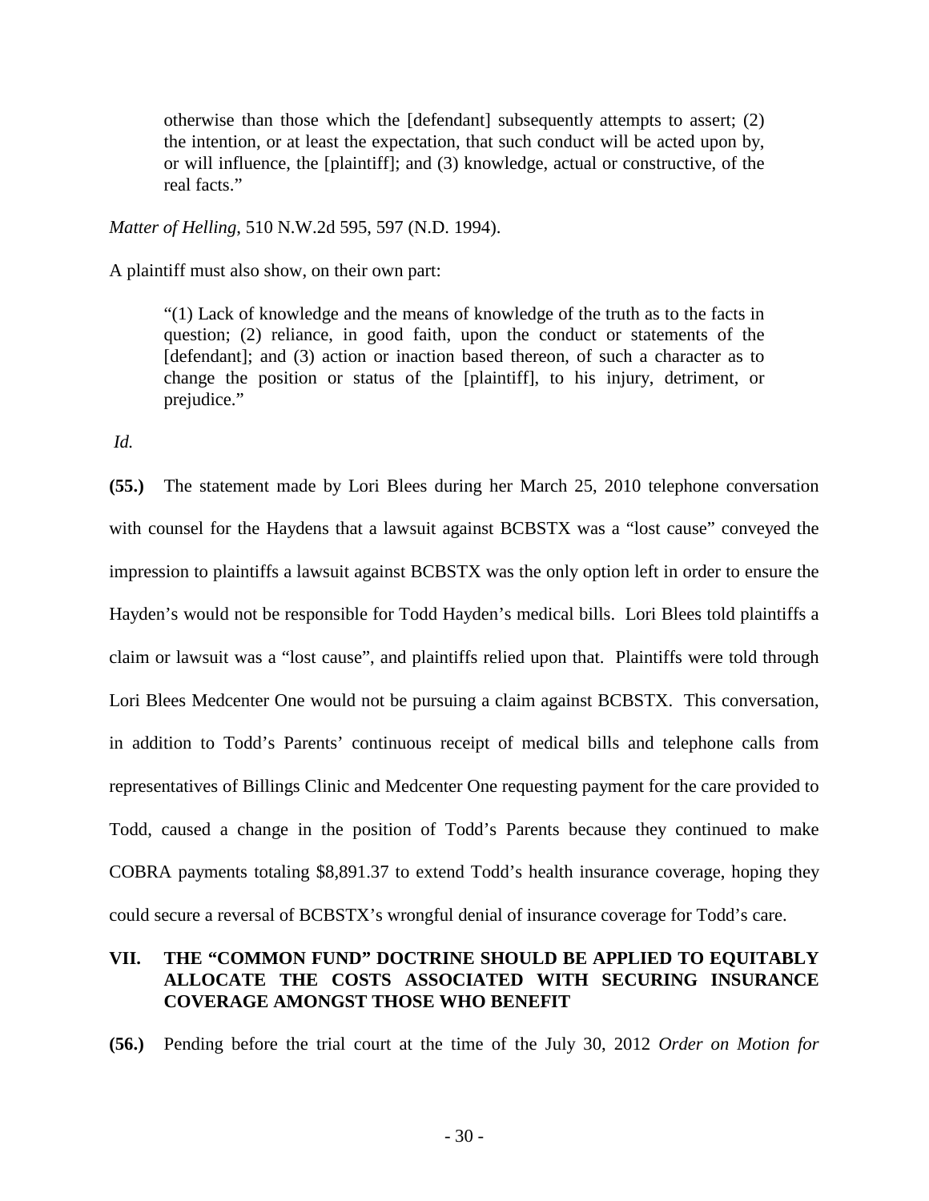> otherwise than those which the [defendant] subsequently attempts to assert; (2) the intention, or at least the expectation, that such conduct will be acted upon by, or will influence, the [plaintiff]; and (3) knowledge, actual or constructive, of the real facts."

*Matter of Helling*, 510 N.W.2d 595, 597 (N.D. 1994).

A plaintiff must also show, on their own part:

> "(1) Lack of knowledge and the means of knowledge of the truth as to the facts in question; (2) reliance, in good faith, upon the conduct or statements of the [defendant]; and (3) action or inaction based thereon, of such a character as to change the position or status of the [plaintiff], to his injury, detriment, or prejudice."

*Id.*

**(55.)** The statement made by Lori Blees during her March 25, 2010 telephone conversation with counsel for the Haydens that a lawsuit against BCBSTX was a "lost cause" conveyed the impression to plaintiffs a lawsuit against BCBSTX was the only option left in order to ensure the Hayden's would not be responsible for Todd Hayden's medical bills. Lori Blees told plaintiffs a claim or lawsuit was a "lost cause", and plaintiffs relied upon that. Plaintiffs were told through Lori Blees Medcenter One would not be pursuing a claim against BCBSTX. This conversation, in addition to Todd's Parents' continuous receipt of medical bills and telephone calls from representatives of Billings Clinic and Medcenter One requesting payment for the care provided to Todd, caused a change in the position of Todd's Parents because they continued to make COBRA payments totaling $8,891.37 to extend Todd's health insurance coverage, hoping they could secure a reversal of BCBSTX's wrongful denial of insurance coverage for Todd's care.

## VII. THE "COMMON FUND" DOCTRINE SHOULD BE APPLIED TO EQUITABLY ALLOCATE THE COSTS ASSOCIATED WITH SECURING INSURANCE COVERAGE AMONGST THOSE WHO BENEFIT

**(56.)** Pending before the trial court at the time of the July 30, 2012 *Order on Motion for*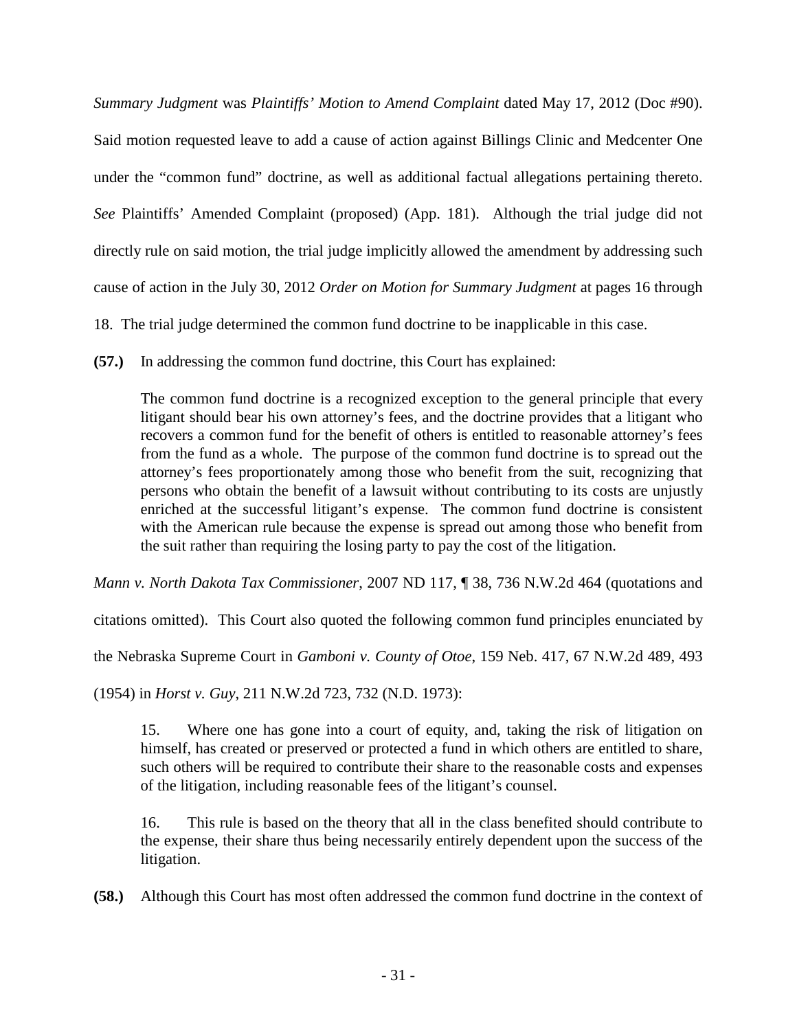*Summary Judgment* was *Plaintiffs' Motion to Amend Complaint* dated May 17, 2012 (Doc #90). Said motion requested leave to add a cause of action against Billings Clinic and Medcenter One under the "common fund" doctrine, as well as additional factual allegations pertaining thereto. *See* Plaintiffs' Amended Complaint (proposed) (App. 181). Although the trial judge did not directly rule on said motion, the trial judge implicitly allowed the amendment by addressing such cause of action in the July 30, 2012 *Order on Motion for Summary Judgment* at pages 16 through 18. The trial judge determined the common fund doctrine to be inapplicable in this case.

**(57.)** In addressing the common fund doctrine, this Court has explained:

> The common fund doctrine is a recognized exception to the general principle that every litigant should bear his own attorney's fees, and the doctrine provides that a litigant who recovers a common fund for the benefit of others is entitled to reasonable attorney's fees from the fund as a whole. The purpose of the common fund doctrine is to spread out the attorney's fees proportionately among those who benefit from the suit, recognizing that persons who obtain the benefit of a lawsuit without contributing to its costs are unjustly enriched at the successful litigant's expense. The common fund doctrine is consistent with the American rule because the expense is spread out among those who benefit from the suit rather than requiring the losing party to pay the cost of the litigation.

*Mann v. North Dakota Tax Commissioner*, 2007 ND 117, ¶ 38, 736 N.W.2d 464 (quotations and citations omitted). This Court also quoted the following common fund principles enunciated by the Nebraska Supreme Court in *Gamboni v. County of Otoe*, 159 Neb. 417, 67 N.W.2d 489, 493 (1954) in *Horst v. Guy*, 211 N.W.2d 723, 732 (N.D. 1973):

> 15. Where one has gone into a court of equity, and, taking the risk of litigation on himself, has created or preserved or protected a fund in which others are entitled to share, such others will be required to contribute their share to the reasonable costs and expenses of the litigation, including reasonable fees of the litigant's counsel.
>
> 16. This rule is based on the theory that all in the class benefited should contribute to the expense, their share thus being necessarily entirely dependent upon the success of the litigation.

**(58.)** Although this Court has most often addressed the common fund doctrine in the context of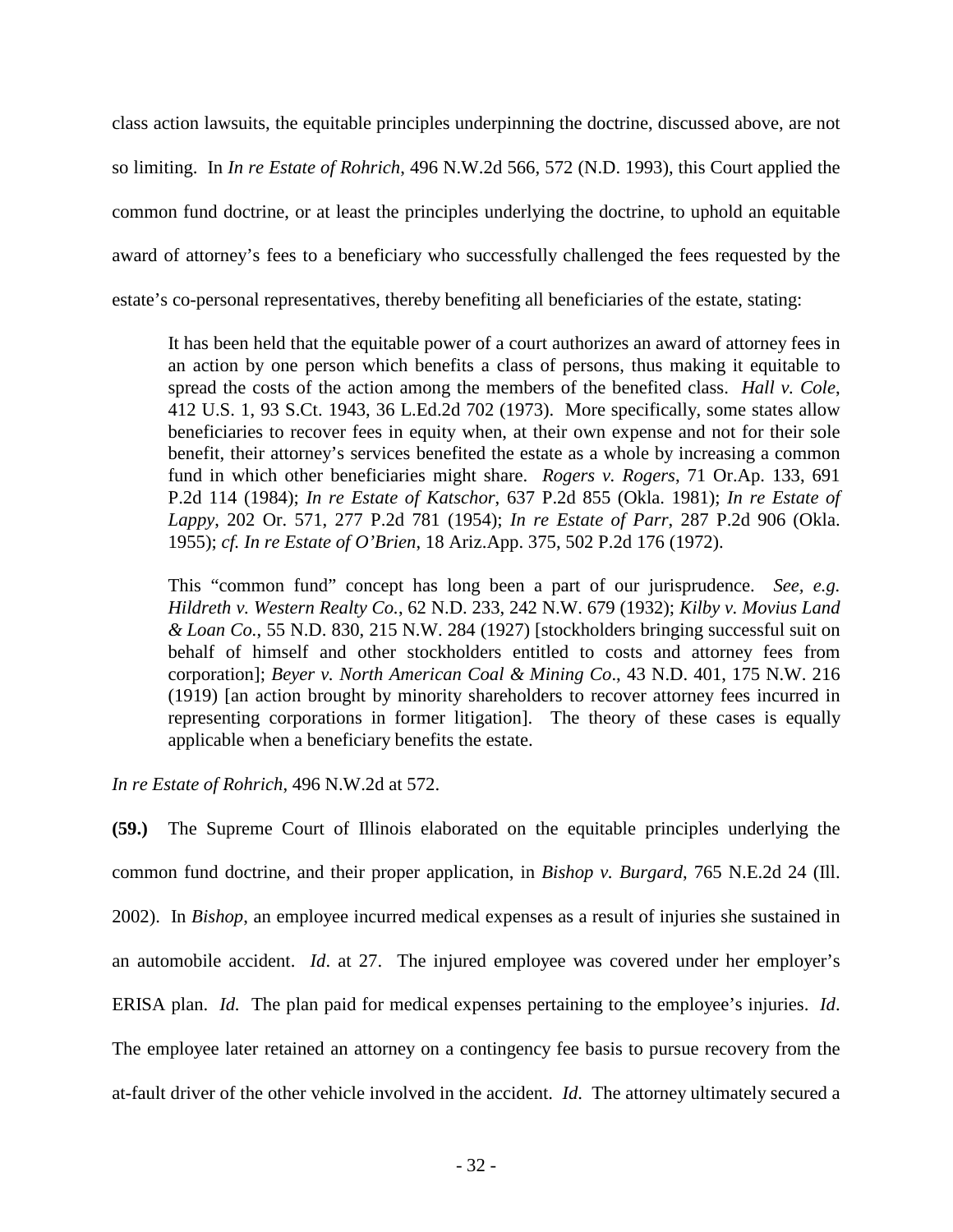class action lawsuits, the equitable principles underpinning the doctrine, discussed above, are not so limiting. In *In re Estate of Rohrich*, 496 N.W.2d 566, 572 (N.D. 1993), this Court applied the common fund doctrine, or at least the principles underlying the doctrine, to uphold an equitable award of attorney's fees to a beneficiary who successfully challenged the fees requested by the estate's co-personal representatives, thereby benefiting all beneficiaries of the estate, stating:

> It has been held that the equitable power of a court authorizes an award of attorney fees in an action by one person which benefits a class of persons, thus making it equitable to spread the costs of the action among the members of the benefited class. *Hall v. Cole*, 412 U.S. 1, 93 S.Ct. 1943, 36 L.Ed.2d 702 (1973). More specifically, some states allow beneficiaries to recover fees in equity when, at their own expense and not for their sole benefit, their attorney's services benefited the estate as a whole by increasing a common fund in which other beneficiaries might share. *Rogers v. Rogers*, 71 Or.Ap. 133, 691 P.2d 114 (1984); *In re Estate of Katschor*, 637 P.2d 855 (Okla. 1981); *In re Estate of Lappy*, 202 Or. 571, 277 P.2d 781 (1954); *In re Estate of Parr*, 287 P.2d 906 (Okla. 1955); *cf. In re Estate of O'Brien*, 18 Ariz.App. 375, 502 P.2d 176 (1972).
>
> This "common fund" concept has long been a part of our jurisprudence. *See, e.g. Hildreth v. Western Realty Co.*, 62 N.D. 233, 242 N.W. 679 (1932); *Kilby v. Movius Land & Loan Co.*, 55 N.D. 830, 215 N.W. 284 (1927) [stockholders bringing successful suit on behalf of himself and other stockholders entitled to costs and attorney fees from corporation]; *Beyer v. North American Coal & Mining Co*., 43 N.D. 401, 175 N.W. 216 (1919) [an action brought by minority shareholders to recover attorney fees incurred in representing corporations in former litigation]. The theory of these cases is equally applicable when a beneficiary benefits the estate.

*In re Estate of Rohrich*, 496 N.W.2d at 572.

**(59.)** The Supreme Court of Illinois elaborated on the equitable principles underlying the common fund doctrine, and their proper application, in *Bishop v. Burgard*, 765 N.E.2d 24 (Ill. 2002). In *Bishop*, an employee incurred medical expenses as a result of injuries she sustained in an automobile accident. *Id*. at 27. The injured employee was covered under her employer's ERISA plan. *Id.* The plan paid for medical expenses pertaining to the employee's injuries. *Id*. The employee later retained an attorney on a contingency fee basis to pursue recovery from the at-fault driver of the other vehicle involved in the accident. *Id*. The attorney ultimately secured a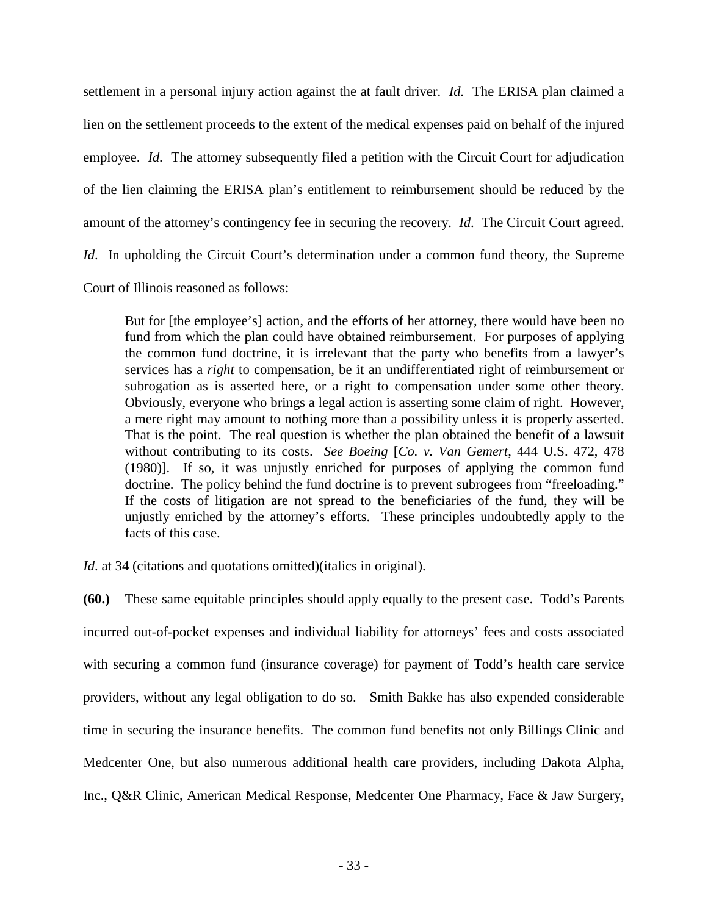settlement in a personal injury action against the at fault driver. *Id.* The ERISA plan claimed a lien on the settlement proceeds to the extent of the medical expenses paid on behalf of the injured employee. *Id.* The attorney subsequently filed a petition with the Circuit Court for adjudication of the lien claiming the ERISA plan's entitlement to reimbursement should be reduced by the amount of the attorney's contingency fee in securing the recovery. *Id*. The Circuit Court agreed. *Id*. In upholding the Circuit Court's determination under a common fund theory, the Supreme Court of Illinois reasoned as follows:

> But for [the employee's] action, and the efforts of her attorney, there would have been no fund from which the plan could have obtained reimbursement. For purposes of applying the common fund doctrine, it is irrelevant that the party who benefits from a lawyer's services has a *right* to compensation, be it an undifferentiated right of reimbursement or subrogation as is asserted here, or a right to compensation under some other theory. Obviously, everyone who brings a legal action is asserting some claim of right. However, a mere right may amount to nothing more than a possibility unless it is properly asserted. That is the point. The real question is whether the plan obtained the benefit of a lawsuit without contributing to its costs. *See Boeing* [*Co. v. Van Gemert*, 444 U.S. 472, 478 (1980)]. If so, it was unjustly enriched for purposes of applying the common fund doctrine. The policy behind the fund doctrine is to prevent subrogees from "freeloading." If the costs of litigation are not spread to the beneficiaries of the fund, they will be unjustly enriched by the attorney's efforts. These principles undoubtedly apply to the facts of this case.

*Id*. at 34 (citations and quotations omitted)(italics in original).

**(60.)** These same equitable principles should apply equally to the present case. Todd's Parents incurred out-of-pocket expenses and individual liability for attorneys' fees and costs associated with securing a common fund (insurance coverage) for payment of Todd's health care service providers, without any legal obligation to do so. Smith Bakke has also expended considerable time in securing the insurance benefits. The common fund benefits not only Billings Clinic and Medcenter One, but also numerous additional health care providers, including Dakota Alpha, Inc., Q&R Clinic, American Medical Response, Medcenter One Pharmacy, Face & Jaw Surgery,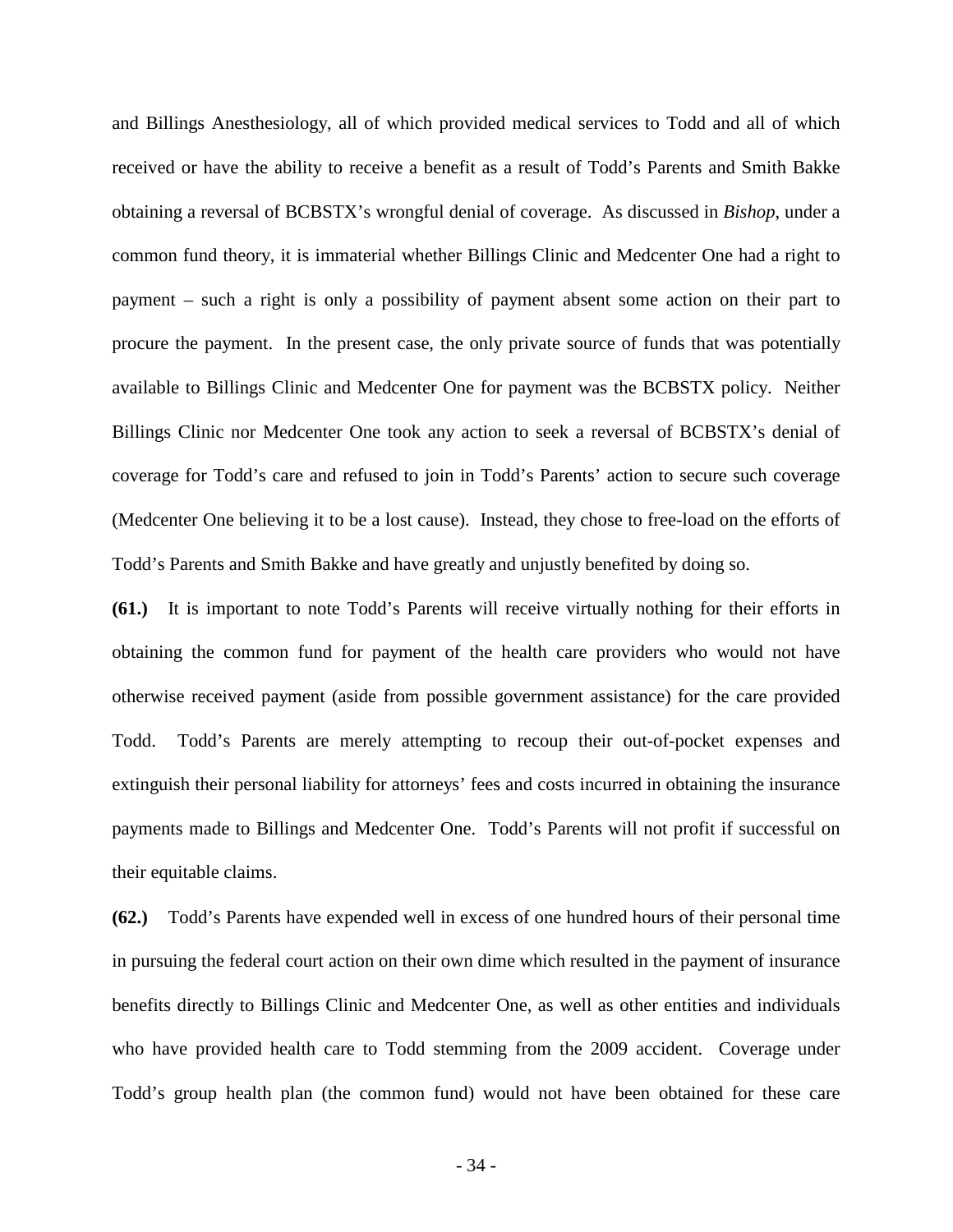and Billings Anesthesiology, all of which provided medical services to Todd and all of which received or have the ability to receive a benefit as a result of Todd's Parents and Smith Bakke obtaining a reversal of BCBSTX's wrongful denial of coverage. As discussed in *Bishop*, under a common fund theory, it is immaterial whether Billings Clinic and Medcenter One had a right to payment – such a right is only a possibility of payment absent some action on their part to procure the payment. In the present case, the only private source of funds that was potentially available to Billings Clinic and Medcenter One for payment was the BCBSTX policy. Neither Billings Clinic nor Medcenter One took any action to seek a reversal of BCBSTX's denial of coverage for Todd's care and refused to join in Todd's Parents' action to secure such coverage (Medcenter One believing it to be a lost cause). Instead, they chose to free-load on the efforts of Todd's Parents and Smith Bakke and have greatly and unjustly benefited by doing so.

**(61.)** It is important to note Todd's Parents will receive virtually nothing for their efforts in obtaining the common fund for payment of the health care providers who would not have otherwise received payment (aside from possible government assistance) for the care provided Todd. Todd's Parents are merely attempting to recoup their out-of-pocket expenses and extinguish their personal liability for attorneys' fees and costs incurred in obtaining the insurance payments made to Billings and Medcenter One. Todd's Parents will not profit if successful on their equitable claims.

**(62.)** Todd's Parents have expended well in excess of one hundred hours of their personal time in pursuing the federal court action on their own dime which resulted in the payment of insurance benefits directly to Billings Clinic and Medcenter One, as well as other entities and individuals who have provided health care to Todd stemming from the 2009 accident. Coverage under Todd's group health plan (the common fund) would not have been obtained for these care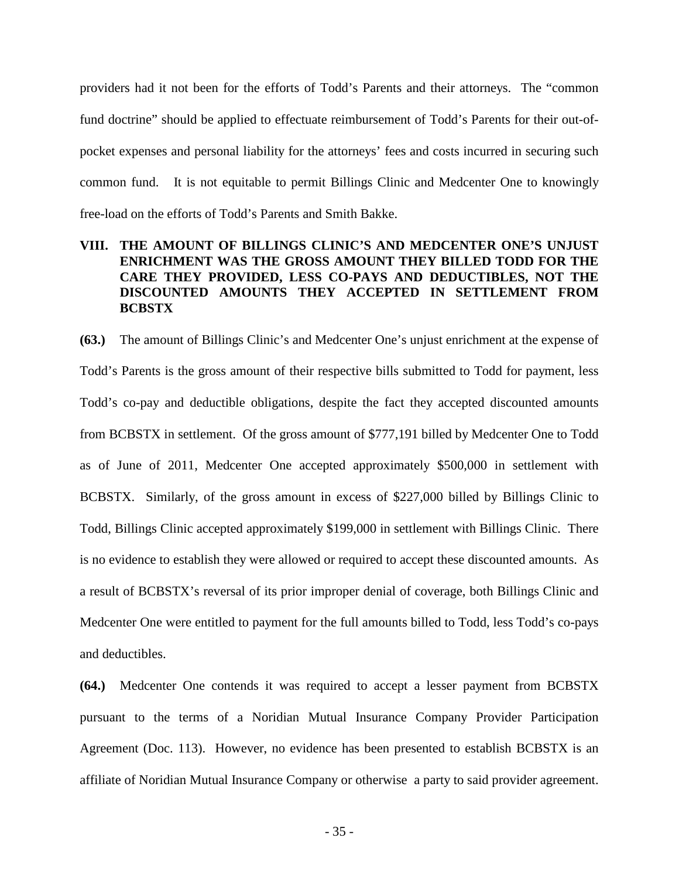providers had it not been for the efforts of Todd's Parents and their attorneys. The "common fund doctrine" should be applied to effectuate reimbursement of Todd's Parents for their out-of-pocket expenses and personal liability for the attorneys' fees and costs incurred in securing such common fund. It is not equitable to permit Billings Clinic and Medcenter One to knowingly free-load on the efforts of Todd's Parents and Smith Bakke.

## VIII. THE AMOUNT OF BILLINGS CLINIC'S AND MEDCENTER ONE'S UNJUST ENRICHMENT WAS THE GROSS AMOUNT THEY BILLED TODD FOR THE CARE THEY PROVIDED, LESS CO-PAYS AND DEDUCTIBLES, NOT THE DISCOUNTED AMOUNTS THEY ACCEPTED IN SETTLEMENT FROM BCBSTX

**(63.)** The amount of Billings Clinic's and Medcenter One's unjust enrichment at the expense of Todd's Parents is the gross amount of their respective bills submitted to Todd for payment, less Todd's co-pay and deductible obligations, despite the fact they accepted discounted amounts from BCBSTX in settlement. Of the gross amount of $777,191 billed by Medcenter One to Todd as of June of 2011, Medcenter One accepted approximately $500,000 in settlement with BCBSTX. Similarly, of the gross amount in excess of $227,000 billed by Billings Clinic to Todd, Billings Clinic accepted approximately $199,000 in settlement with Billings Clinic. There is no evidence to establish they were allowed or required to accept these discounted amounts. As a result of BCBSTX's reversal of its prior improper denial of coverage, both Billings Clinic and Medcenter One were entitled to payment for the full amounts billed to Todd, less Todd's co-pays and deductibles.

**(64.)** Medcenter One contends it was required to accept a lesser payment from BCBSTX pursuant to the terms of a Noridian Mutual Insurance Company Provider Participation Agreement (Doc. 113). However, no evidence has been presented to establish BCBSTX is an affiliate of Noridian Mutual Insurance Company or otherwise a party to said provider agreement.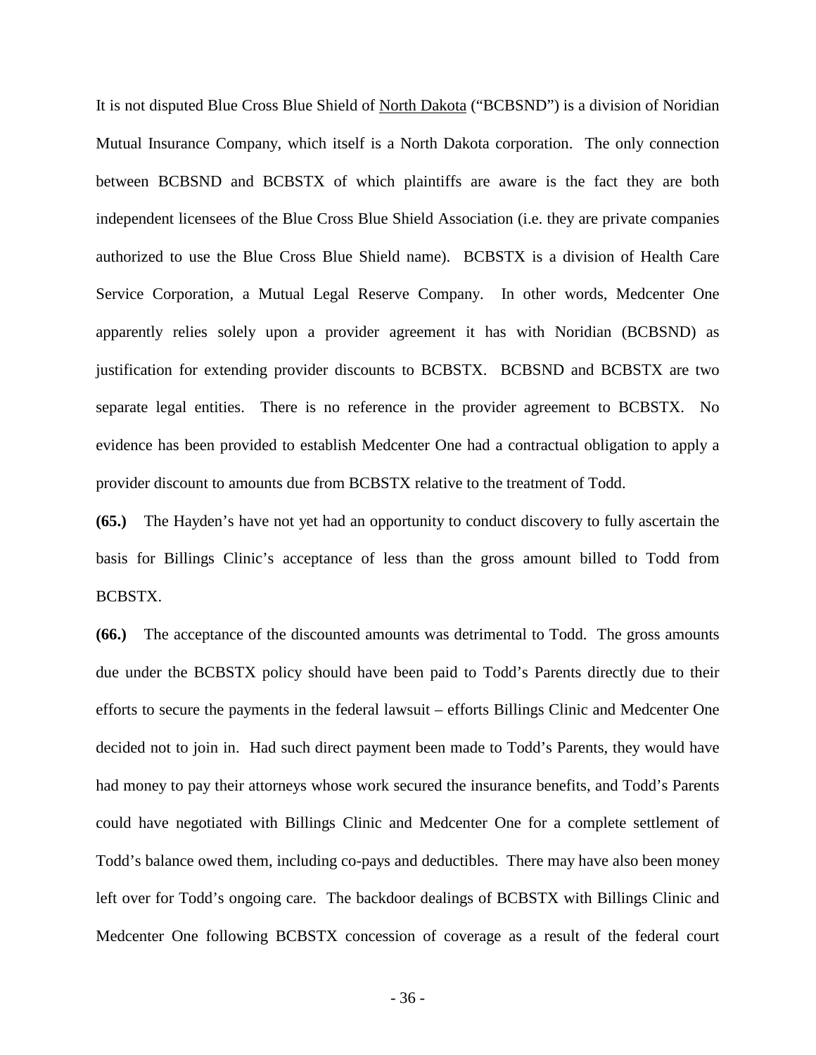It is not disputed Blue Cross Blue Shield of North Dakota ("BCBSND") is a division of Noridian Mutual Insurance Company, which itself is a North Dakota corporation. The only connection between BCBSND and BCBSTX of which plaintiffs are aware is the fact they are both independent licensees of the Blue Cross Blue Shield Association (i.e. they are private companies authorized to use the Blue Cross Blue Shield name). BCBSTX is a division of Health Care Service Corporation, a Mutual Legal Reserve Company. In other words, Medcenter One apparently relies solely upon a provider agreement it has with Noridian (BCBSND) as justification for extending provider discounts to BCBSTX. BCBSND and BCBSTX are two separate legal entities. There is no reference in the provider agreement to BCBSTX. No evidence has been provided to establish Medcenter One had a contractual obligation to apply a provider discount to amounts due from BCBSTX relative to the treatment of Todd.

**(65.)** The Hayden's have not yet had an opportunity to conduct discovery to fully ascertain the basis for Billings Clinic's acceptance of less than the gross amount billed to Todd from BCBSTX.

**(66.)** The acceptance of the discounted amounts was detrimental to Todd. The gross amounts due under the BCBSTX policy should have been paid to Todd's Parents directly due to their efforts to secure the payments in the federal lawsuit – efforts Billings Clinic and Medcenter One decided not to join in. Had such direct payment been made to Todd's Parents, they would have had money to pay their attorneys whose work secured the insurance benefits, and Todd's Parents could have negotiated with Billings Clinic and Medcenter One for a complete settlement of Todd's balance owed them, including co-pays and deductibles. There may have also been money left over for Todd's ongoing care. The backdoor dealings of BCBSTX with Billings Clinic and Medcenter One following BCBSTX concession of coverage as a result of the federal court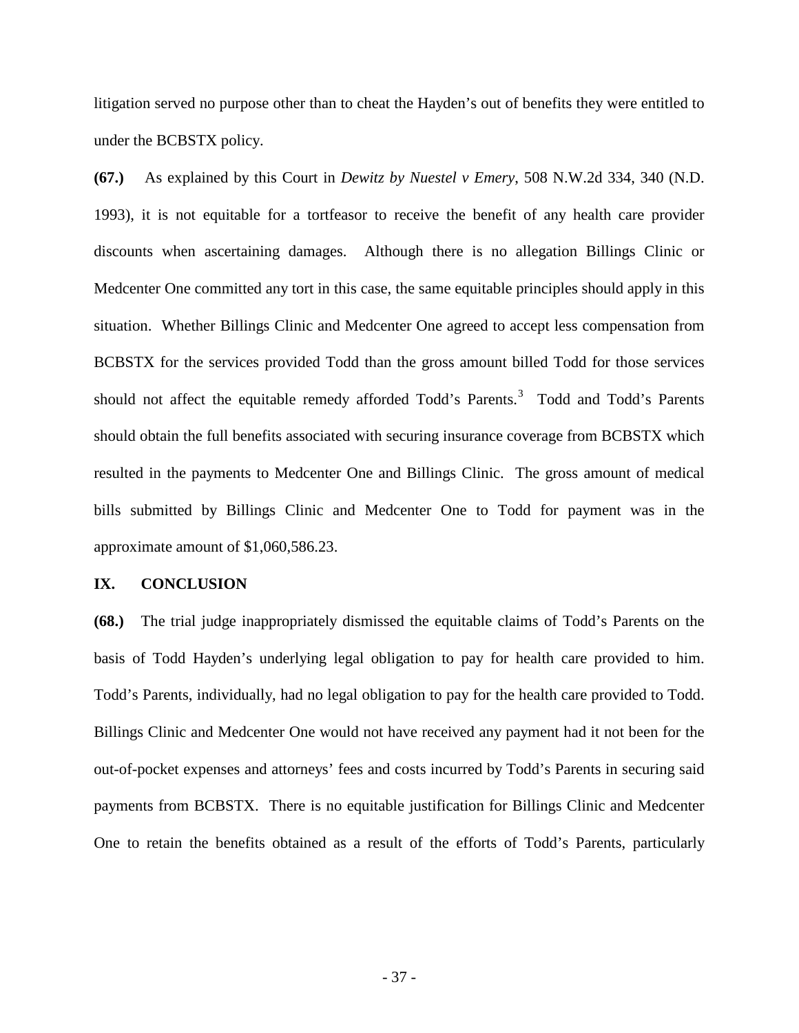litigation served no purpose other than to cheat the Hayden's out of benefits they were entitled to under the BCBSTX policy.

**(67.)** As explained by this Court in *Dewitz by Nuestel v Emery*, 508 N.W.2d 334, 340 (N.D. 1993), it is not equitable for a tortfeasor to receive the benefit of any health care provider discounts when ascertaining damages. Although there is no allegation Billings Clinic or Medcenter One committed any tort in this case, the same equitable principles should apply in this situation. Whether Billings Clinic and Medcenter One agreed to accept less compensation from BCBSTX for the services provided Todd than the gross amount billed Todd for those services should not affect the equitable remedy afforded Todd's Parents.[3] Todd and Todd's Parents should obtain the full benefits associated with securing insurance coverage from BCBSTX which resulted in the payments to Medcenter One and Billings Clinic. The gross amount of medical bills submitted by Billings Clinic and Medcenter One to Todd for payment was in the approximate amount of $1,060,586.23.

## IX. CONCLUSION

**(68.)** The trial judge inappropriately dismissed the equitable claims of Todd's Parents on the basis of Todd Hayden's underlying legal obligation to pay for health care provided to him. Todd's Parents, individually, had no legal obligation to pay for the health care provided to Todd. Billings Clinic and Medcenter One would not have received any payment had it not been for the out-of-pocket expenses and attorneys' fees and costs incurred by Todd's Parents in securing said payments from BCBSTX. There is no equitable justification for Billings Clinic and Medcenter One to retain the benefits obtained as a result of the efforts of Todd's Parents, particularly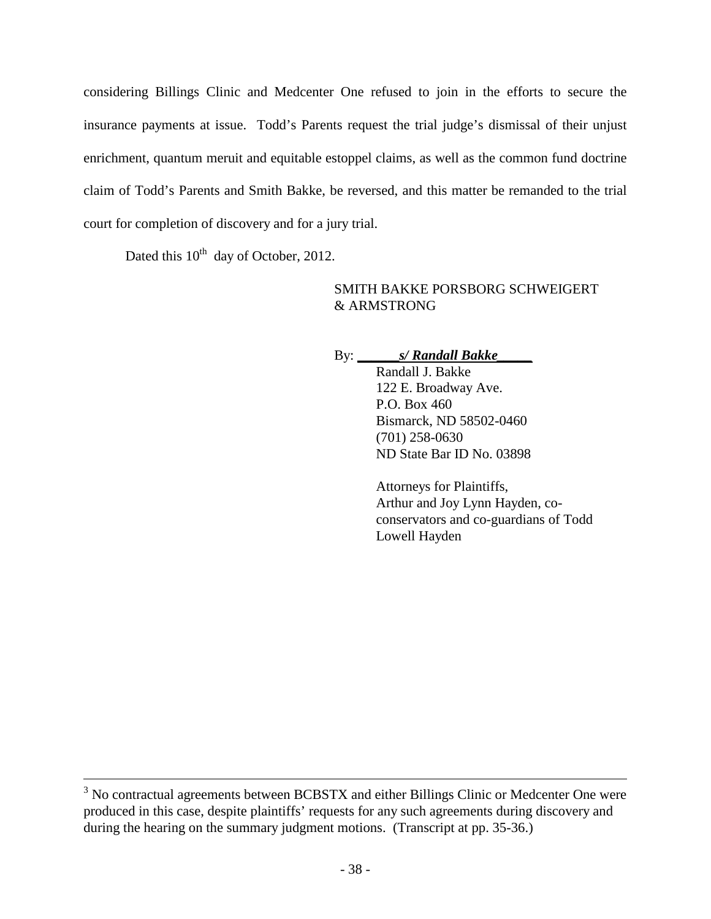considering Billings Clinic and Medcenter One refused to join in the efforts to secure the insurance payments at issue. Todd's Parents request the trial judge's dismissal of their unjust enrichment, quantum meruit and equitable estoppel claims, as well as the common fund doctrine claim of Todd's Parents and Smith Bakke, be reversed, and this matter be remanded to the trial court for completion of discovery and for a jury trial.

Dated this 10th day of October, 2012.

SMITH BAKKE PORSBORG SCHWEIGERT & ARMSTRONG

By: ______***s/ Randall Bakke***_____
Randall J. Bakke
122 E. Broadway Ave.
P.O. Box 460
Bismarck, ND 58502-0460
(701) 258-0630
ND State Bar ID No. 03898

Attorneys for Plaintiffs,
Arthur and Joy Lynn Hayden, co-conservators and co-guardians of Todd Lowell Hayden

---

[3] No contractual agreements between BCBSTX and either Billings Clinic or Medcenter One were produced in this case, despite plaintiffs' requests for any such agreements during discovery and during the hearing on the summary judgment motions. (Transcript at pp. 35-36.)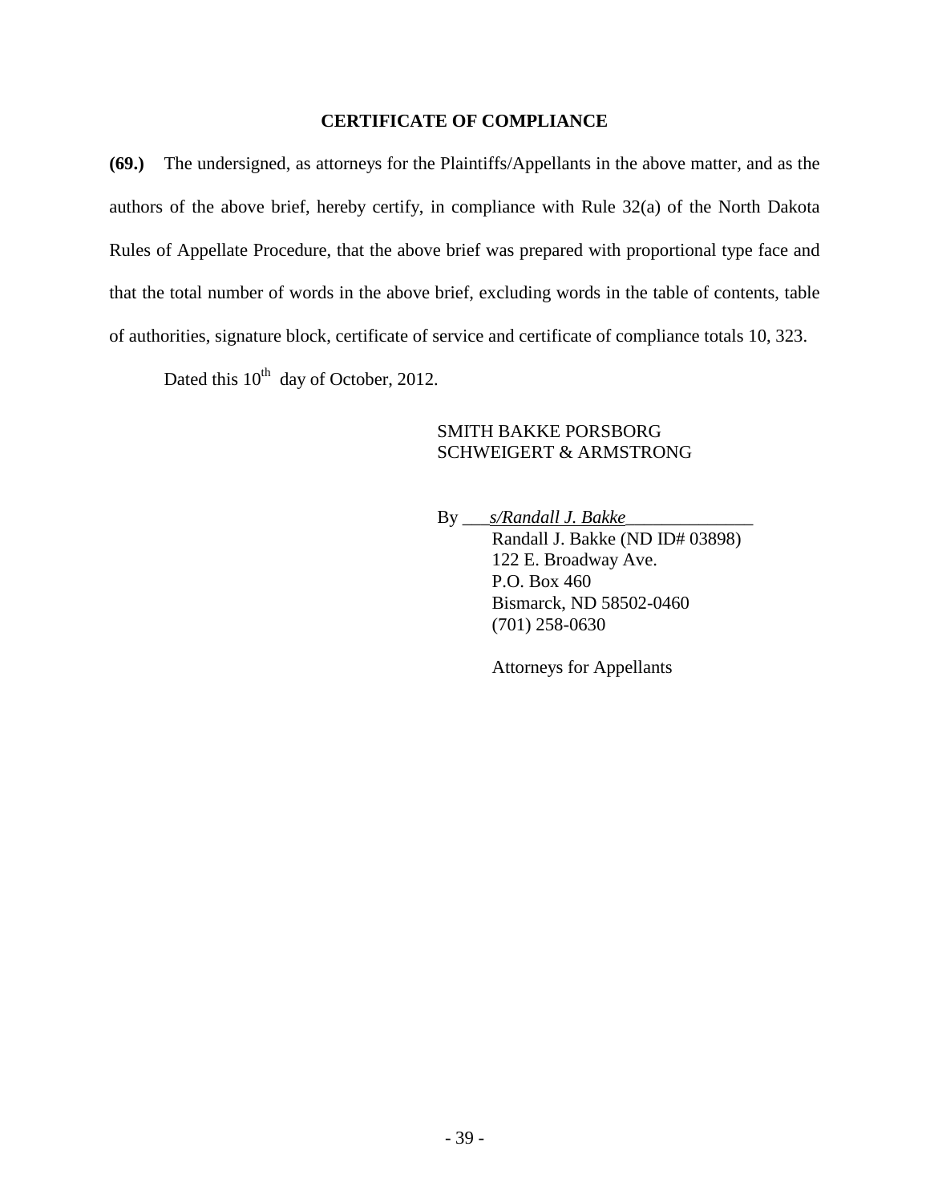## CERTIFICATE OF COMPLIANCE

**(69.)** The undersigned, as attorneys for the Plaintiffs/Appellants in the above matter, and as the authors of the above brief, hereby certify, in compliance with Rule 32(a) of the North Dakota Rules of Appellate Procedure, that the above brief was prepared with proportional type face and that the total number of words in the above brief, excluding words in the table of contents, table of authorities, signature block, certificate of service and certificate of compliance totals 10, 323.

Dated this 10th day of October, 2012.

SMITH BAKKE PORSBORG
SCHWEIGERT & ARMSTRONG

By ___*s/Randall J. Bakke*______________
Randall J. Bakke (ND ID# 03898)
122 E. Broadway Ave.
P.O. Box 460
Bismarck, ND 58502-0460
(701) 258-0630

Attorneys for Appellants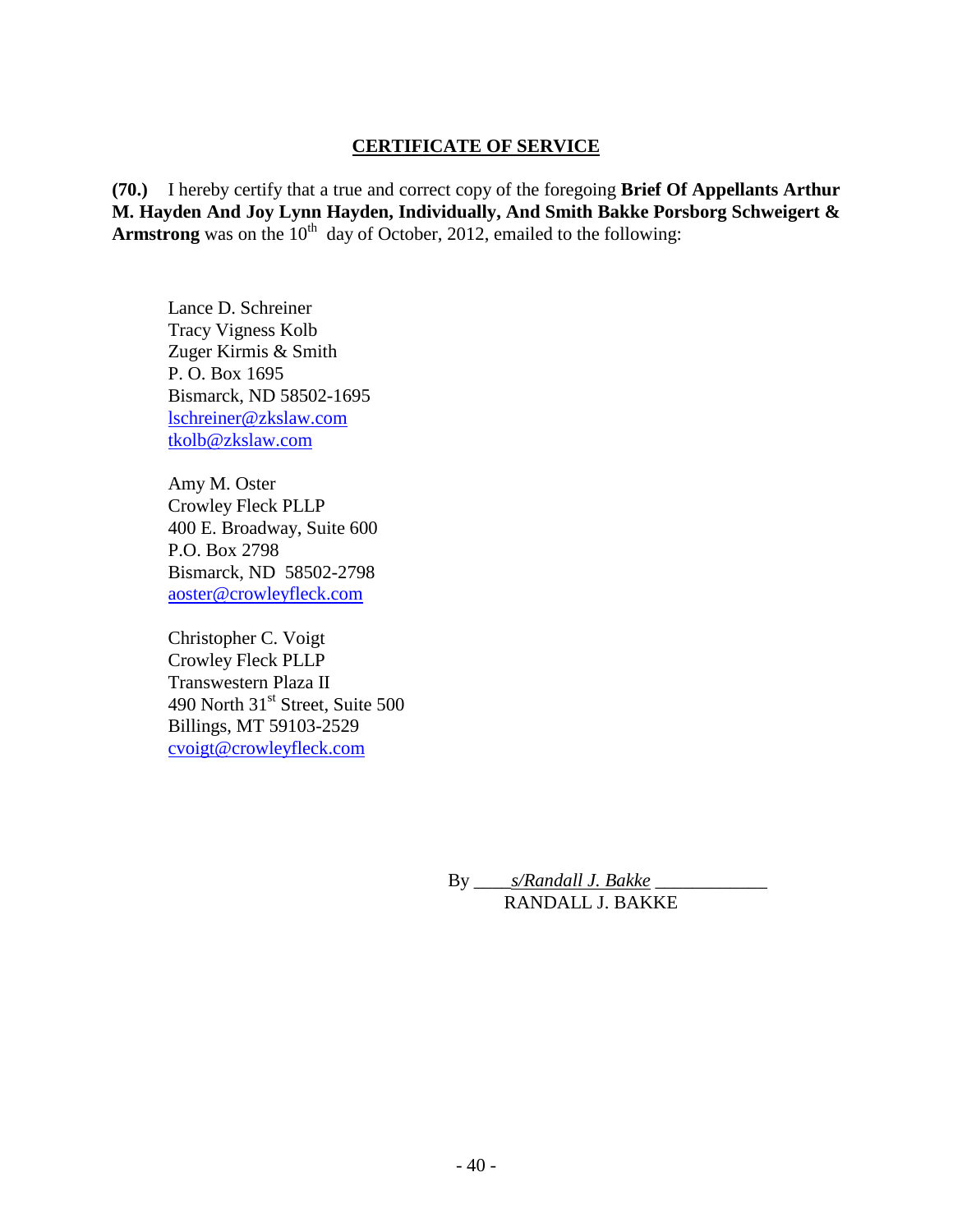## CERTIFICATE OF SERVICE

**(70.)** I hereby certify that a true and correct copy of the foregoing **Brief Of Appellants Arthur M. Hayden And Joy Lynn Hayden, Individually, And Smith Bakke Porsborg Schweigert & Armstrong** was on the 10th day of October, 2012, emailed to the following:

Lance D. Schreiner
Tracy Vigness Kolb
Zuger Kirmis & Smith
P. O. Box 1695
Bismarck, ND 58502-1695
lschreiner@zkslaw.com
tkolb@zkslaw.com

Amy M. Oster
Crowley Fleck PLLP
400 E. Broadway, Suite 600
P.O. Box 2798
Bismarck, ND 58502-2798
aoster@crowleyfleck.com

Christopher C. Voigt
Crowley Fleck PLLP
Transwestern Plaza II
490 North 31st Street, Suite 500
Billings, MT 59103-2529
cvoigt@crowleyfleck.com

By ____*s/Randall J. Bakke* ____________
RANDALL J. BAKKE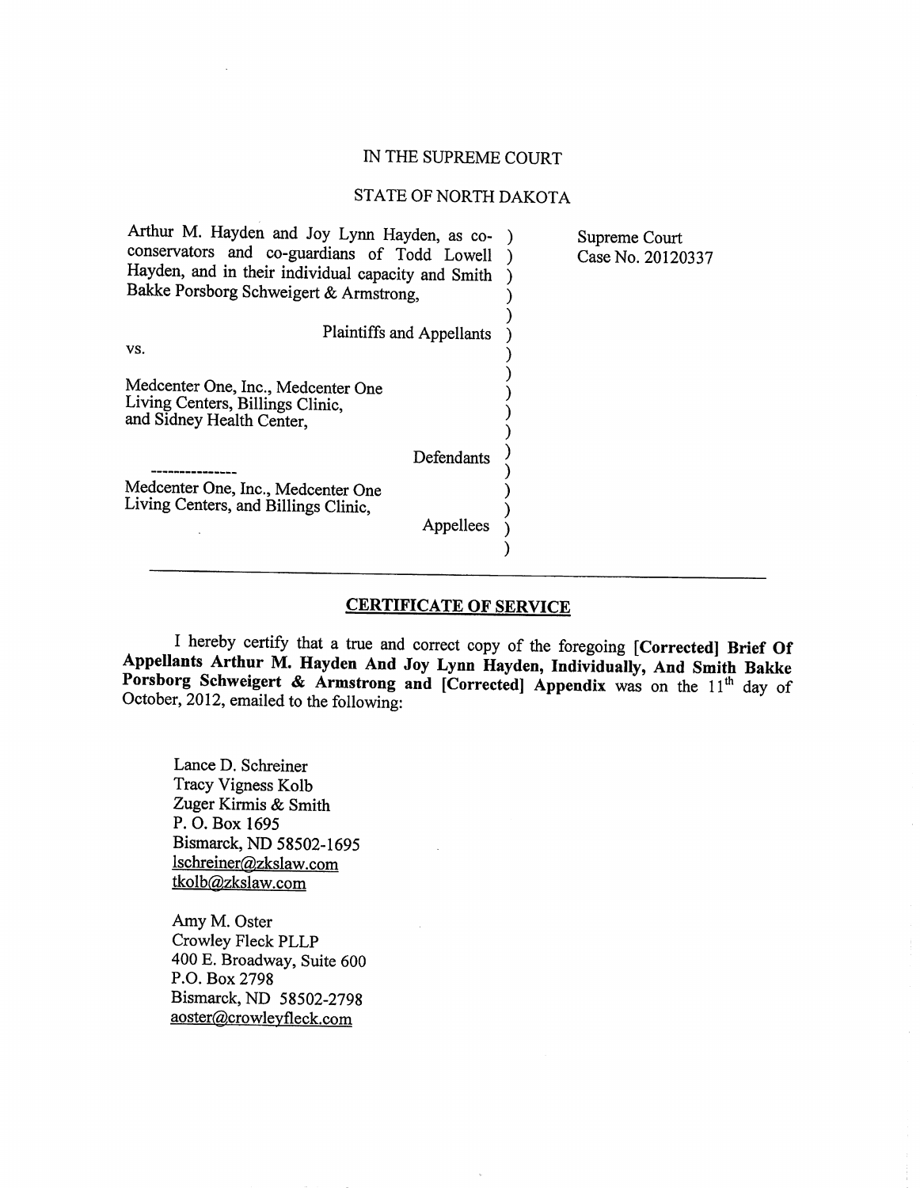IN THE SUPREME COURT

STATE OF NORTH DAKOTA

| | |
|---|---|
| Arthur M. Hayden and Joy Lynn Hayden, as co-conservators and co-guardians of Todd Lowell Hayden, and in their individual capacity and Smith Bakke Porsborg Schweigert & Armstrong,<br><br>Plaintiffs and Appellants<br><br>vs.<br><br>Medcenter One, Inc., Medcenter One Living Centers, Billings Clinic, and Sidney Health Center,<br><br>Defendants<br><br>---------------<br>Medcenter One, Inc., Medcenter One Living Centers, and Billings Clinic,<br><br>Appellees | Supreme Court<br>Case No. 20120337 |

## CERTIFICATE OF SERVICE

I hereby certify that a true and correct copy of the foregoing **[Corrected] Brief Of Appellants Arthur M. Hayden And Joy Lynn Hayden, Individually, And Smith Bakke Porsborg Schweigert & Armstrong and [Corrected] Appendix** was on the 11th day of October, 2012, emailed to the following:

Lance D. Schreiner
Tracy Vigness Kolb
Zuger Kirmis & Smith
P. O. Box 1695
Bismarck, ND 58502-1695
lschreiner@zkslaw.com
tkolb@zkslaw.com

Amy M. Oster
Crowley Fleck PLLP
400 E. Broadway, Suite 600
P.O. Box 2798
Bismarck, ND 58502-2798
aoster@crowleyfleck.com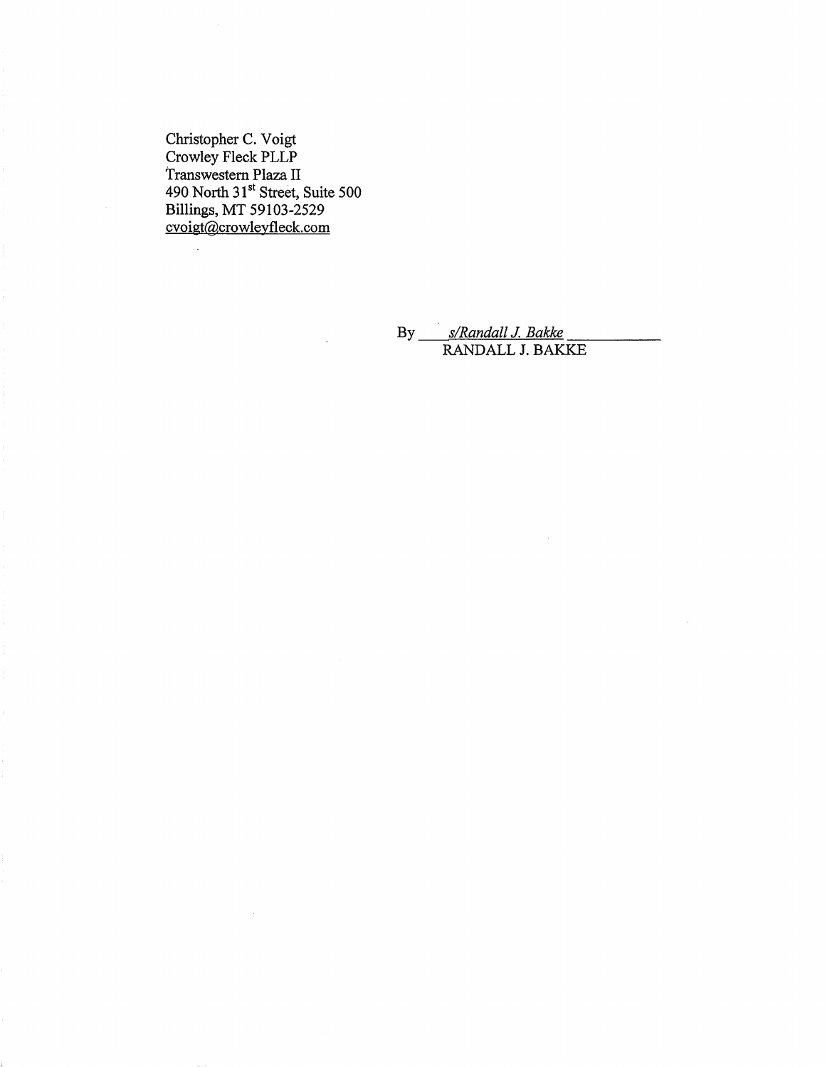Christopher C. Voigt
Crowley Fleck PLLP
Transwestern Plaza II
490 North 31st Street, Suite 500
Billings, MT 59103-2529
cvoigt@crowleyfleck.com

By *s/Randall J. Bakke*
RANDALL J. BAKKE